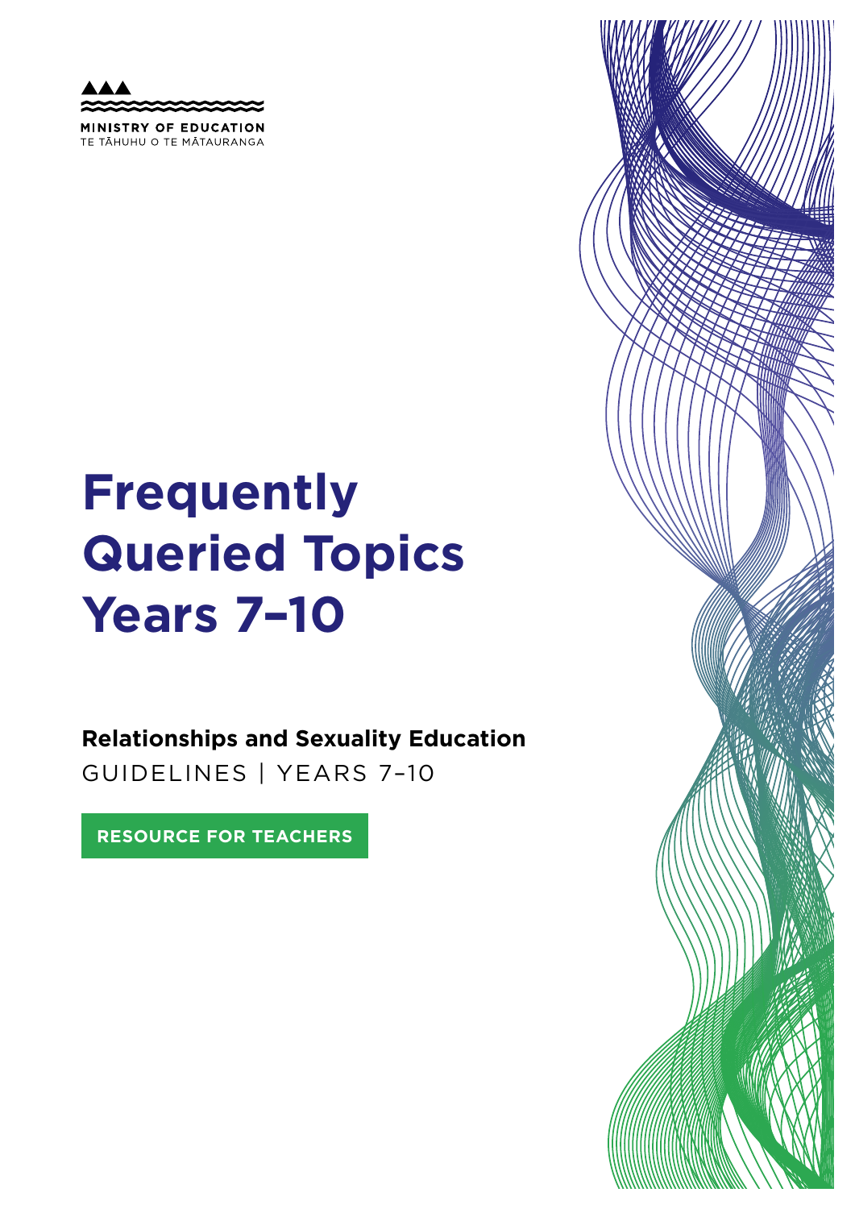MINISTRY OF EDUCATION
TE TĀHUHU O TE MĀTAURANGA

# Frequently Queried Topics Years 7–10

**Relationships and Sexuality Education**
GUIDELINES | YEARS 7–10

**RESOURCE FOR TEACHERS**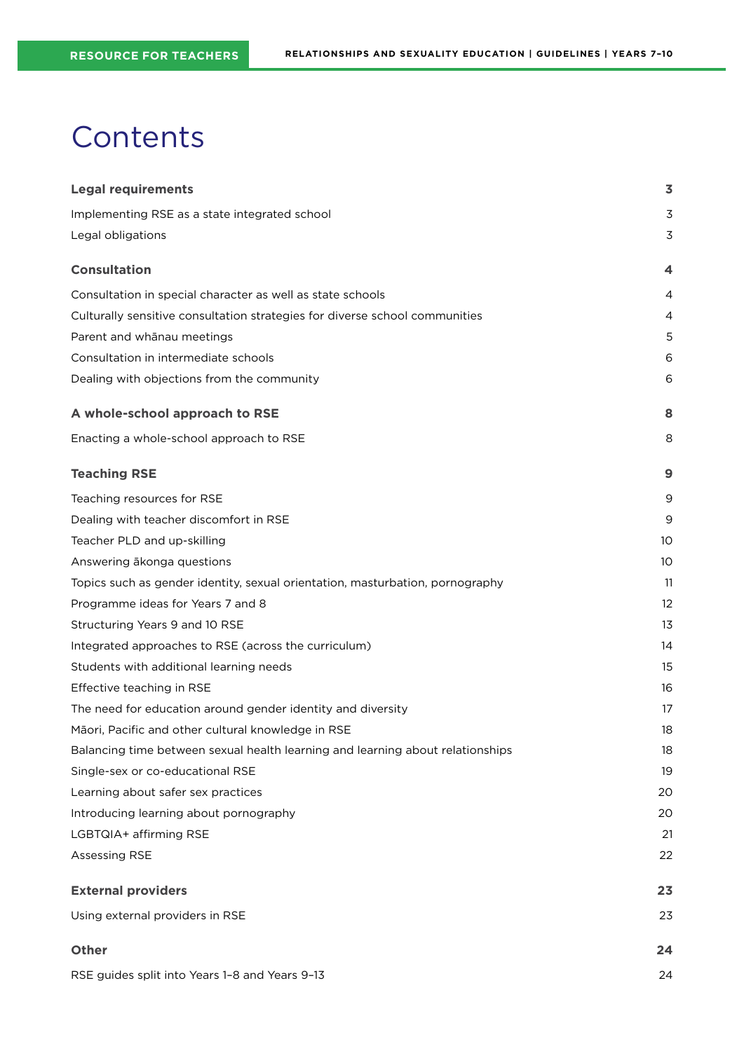# Contents

| | |
|---|---|
| **Legal requirements** | **3** |
| Implementing RSE as a state integrated school | 3 |
| Legal obligations | 3 |
| **Consultation** | **4** |
| Consultation in special character as well as state schools | 4 |
| Culturally sensitive consultation strategies for diverse school communities | 4 |
| Parent and whānau meetings | 5 |
| Consultation in intermediate schools | 6 |
| Dealing with objections from the community | 6 |
| **A whole-school approach to RSE** | **8** |
| Enacting a whole-school approach to RSE | 8 |
| **Teaching RSE** | **9** |
| Teaching resources for RSE | 9 |
| Dealing with teacher discomfort in RSE | 9 |
| Teacher PLD and up-skilling | 10 |
| Answering ākonga questions | 10 |
| Topics such as gender identity, sexual orientation, masturbation, pornography | 11 |
| Programme ideas for Years 7 and 8 | 12 |
| Structuring Years 9 and 10 RSE | 13 |
| Integrated approaches to RSE (across the curriculum) | 14 |
| Students with additional learning needs | 15 |
| Effective teaching in RSE | 16 |
| The need for education around gender identity and diversity | 17 |
| Māori, Pacific and other cultural knowledge in RSE | 18 |
| Balancing time between sexual health learning and learning about relationships | 18 |
| Single-sex or co-educational RSE | 19 |
| Learning about safer sex practices | 20 |
| Introducing learning about pornography | 20 |
| LGBTQIA+ affirming RSE | 21 |
| Assessing RSE | 22 |
| **External providers** | **23** |
| Using external providers in RSE | 23 |
| **Other** | **24** |
| RSE guides split into Years 1–8 and Years 9–13 | 24 |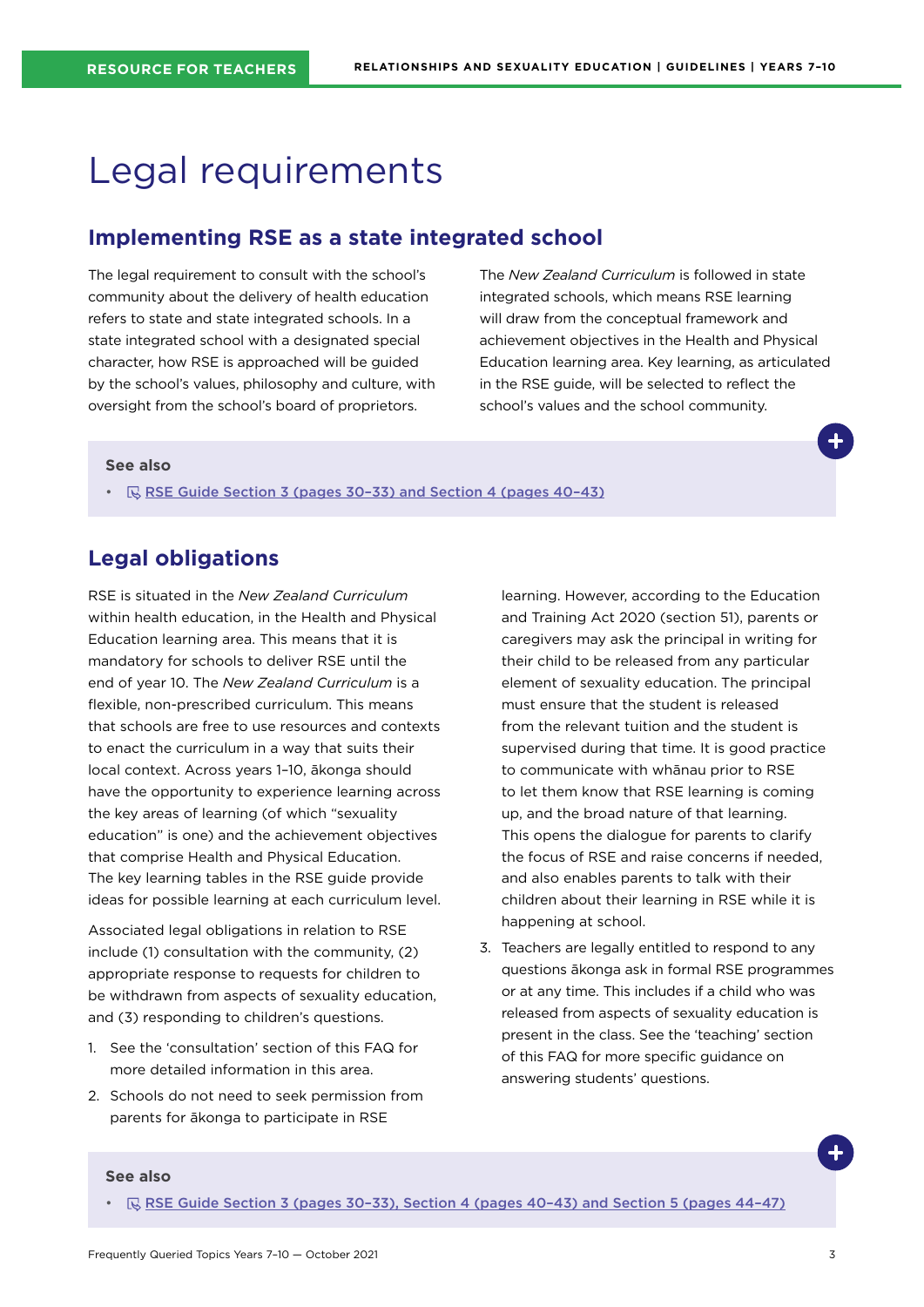# Legal requirements

## Implementing RSE as a state integrated school

The legal requirement to consult with the school's community about the delivery of health education refers to state and state integrated schools. In a state integrated school with a designated special character, how RSE is approached will be guided by the school's values, philosophy and culture, with oversight from the school's board of proprietors.

The *New Zealand Curriculum* is followed in state integrated schools, which means RSE learning will draw from the conceptual framework and achievement objectives in the Health and Physical Education learning area. Key learning, as articulated in the RSE guide, will be selected to reflect the school's values and the school community.

**See also**

- RSE Guide Section 3 (pages 30–33) and Section 4 (pages 40–43)

## Legal obligations

RSE is situated in the *New Zealand Curriculum* within health education, in the Health and Physical Education learning area. This means that it is mandatory for schools to deliver RSE until the end of year 10. The *New Zealand Curriculum* is a flexible, non-prescribed curriculum. This means that schools are free to use resources and contexts to enact the curriculum in a way that suits their local context. Across years 1–10, ākonga should have the opportunity to experience learning across the key areas of learning (of which "sexuality education" is one) and the achievement objectives that comprise Health and Physical Education. The key learning tables in the RSE guide provide ideas for possible learning at each curriculum level.

Associated legal obligations in relation to RSE include (1) consultation with the community, (2) appropriate response to requests for children to be withdrawn from aspects of sexuality education, and (3) responding to children's questions.

1. See the 'consultation' section of this FAQ for more detailed information in this area.
2. Schools do not need to seek permission from parents for ākonga to participate in RSE learning. However, according to the Education and Training Act 2020 (section 51), parents or caregivers may ask the principal in writing for their child to be released from any particular element of sexuality education. The principal must ensure that the student is released from the relevant tuition and the student is supervised during that time. It is good practice to communicate with whānau prior to RSE to let them know that RSE learning is coming up, and the broad nature of that learning. This opens the dialogue for parents to clarify the focus of RSE and raise concerns if needed, and also enables parents to talk with their children about their learning in RSE while it is happening at school.
3. Teachers are legally entitled to respond to any questions ākonga ask in formal RSE programmes or at any time. This includes if a child who was released from aspects of sexuality education is present in the class. See the 'teaching' section of this FAQ for more specific guidance on answering students' questions.

**See also**

- RSE Guide Section 3 (pages 30–33), Section 4 (pages 40–43) and Section 5 (pages 44–47)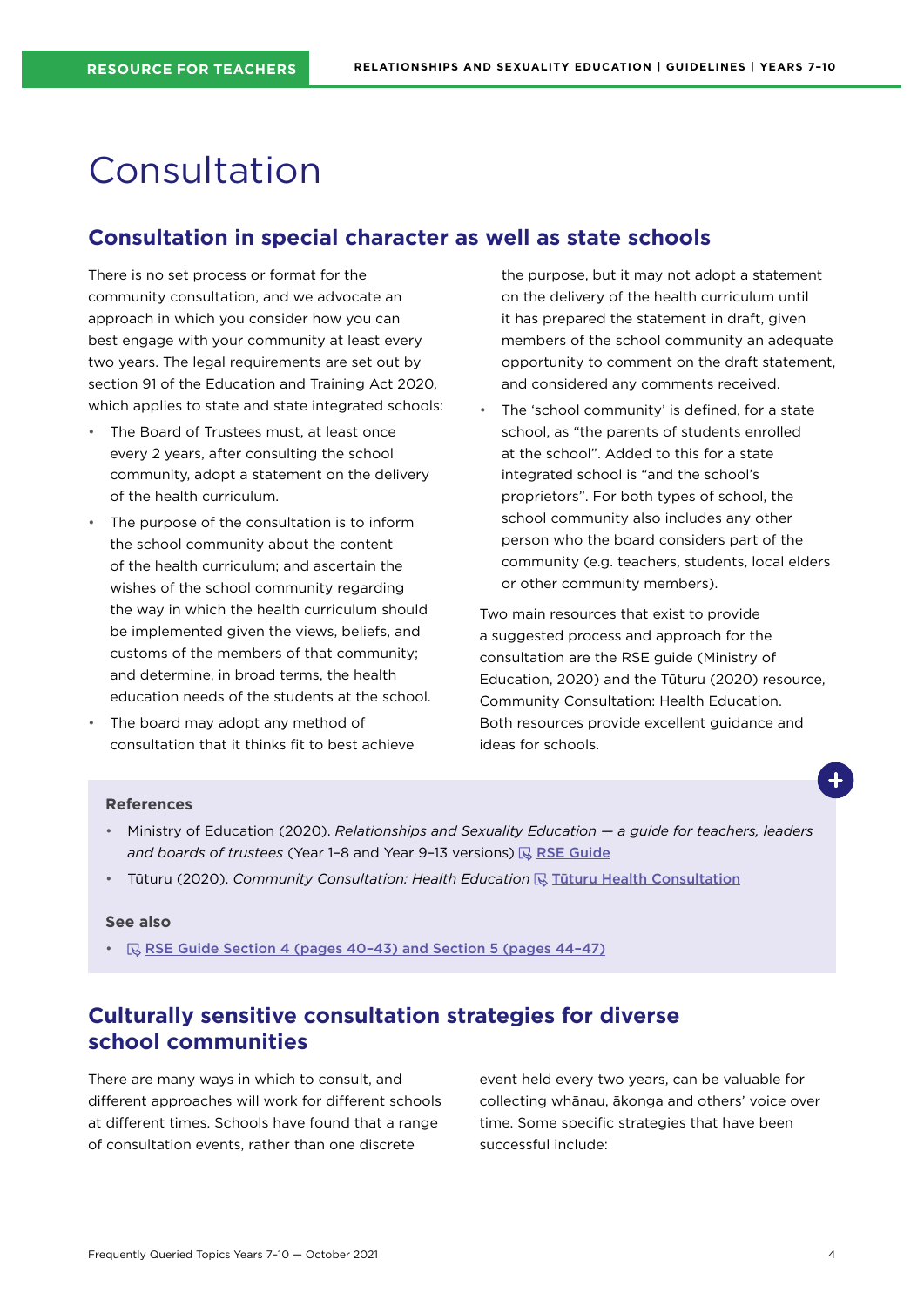# Consultation

## Consultation in special character as well as state schools

There is no set process or format for the community consultation, and we advocate an approach in which you consider how you can best engage with your community at least every two years. The legal requirements are set out by section 91 of the Education and Training Act 2020, which applies to state and state integrated schools:

- The Board of Trustees must, at least once every 2 years, after consulting the school community, adopt a statement on the delivery of the health curriculum.
- The purpose of the consultation is to inform the school community about the content of the health curriculum; and ascertain the wishes of the school community regarding the way in which the health curriculum should be implemented given the views, beliefs, and customs of the members of that community; and determine, in broad terms, the health education needs of the students at the school.
- The board may adopt any method of consultation that it thinks fit to best achieve the purpose, but it may not adopt a statement on the delivery of the health curriculum until it has prepared the statement in draft, given members of the school community an adequate opportunity to comment on the draft statement, and considered any comments received.
- The 'school community' is defined, for a state school, as "the parents of students enrolled at the school". Added to this for a state integrated school is "and the school's proprietors". For both types of school, the school community also includes any other person who the board considers part of the community (e.g. teachers, students, local elders or other community members).

Two main resources that exist to provide a suggested process and approach for the consultation are the RSE guide (Ministry of Education, 2020) and the Tūturu (2020) resource, Community Consultation: Health Education. Both resources provide excellent guidance and ideas for schools.

**References**

- Ministry of Education (2020). *Relationships and Sexuality Education — a guide for teachers, leaders and boards of trustees* (Year 1–8 and Year 9–13 versions) RSE Guide
- Tūturu (2020). *Community Consultation: Health Education* Tūturu Health Consultation

**See also**

- RSE Guide Section 4 (pages 40–43) and Section 5 (pages 44–47)

## Culturally sensitive consultation strategies for diverse school communities

There are many ways in which to consult, and different approaches will work for different schools at different times. Schools have found that a range of consultation events, rather than one discrete event held every two years, can be valuable for collecting whānau, ākonga and others' voice over time. Some specific strategies that have been successful include: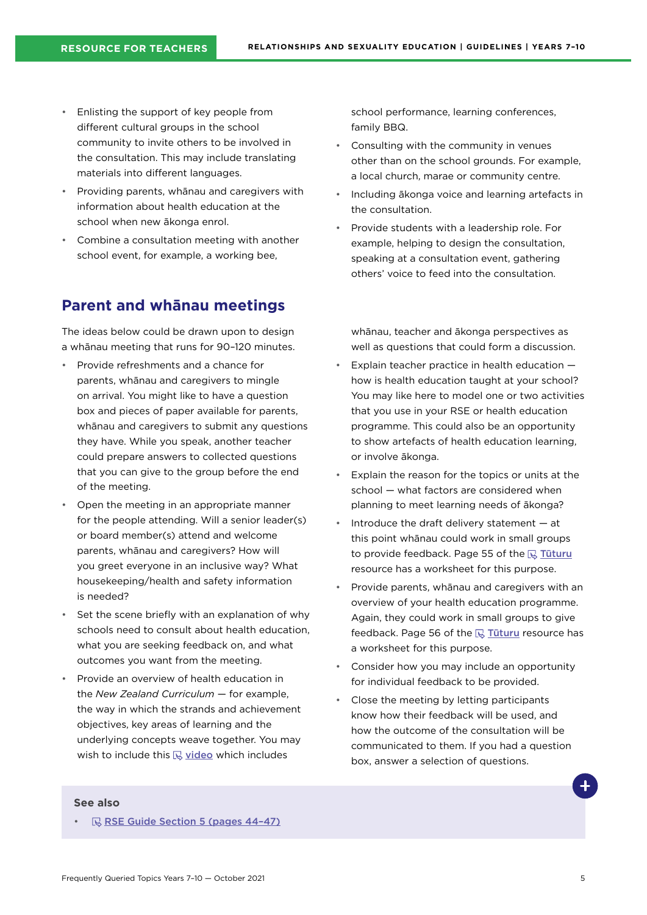- Enlisting the support of key people from different cultural groups in the school community to invite others to be involved in the consultation. This may include translating materials into different languages.
- Providing parents, whānau and caregivers with information about health education at the school when new ākonga enrol.
- Combine a consultation meeting with another school event, for example, a working bee, school performance, learning conferences, family BBQ.
- Consulting with the community in venues other than on the school grounds. For example, a local church, marae or community centre.
- Including ākonga voice and learning artefacts in the consultation.
- Provide students with a leadership role. For example, helping to design the consultation, speaking at a consultation event, gathering others' voice to feed into the consultation.

## Parent and whānau meetings

The ideas below could be drawn upon to design a whānau meeting that runs for 90–120 minutes.

- Provide refreshments and a chance for parents, whānau and caregivers to mingle on arrival. You might like to have a question box and pieces of paper available for parents, whānau and caregivers to submit any questions they have. While you speak, another teacher could prepare answers to collected questions that you can give to the group before the end of the meeting.
- Open the meeting in an appropriate manner for the people attending. Will a senior leader(s) or board member(s) attend and welcome parents, whānau and caregivers? How will you greet everyone in an inclusive way? What housekeeping/health and safety information is needed?
- Set the scene briefly with an explanation of why schools need to consult about health education, what you are seeking feedback on, and what outcomes you want from the meeting.
- Provide an overview of health education in the *New Zealand Curriculum* — for example, the way in which the strands and achievement objectives, key areas of learning and the underlying concepts weave together. You may wish to include this video which includes whānau, teacher and ākonga perspectives as well as questions that could form a discussion.
- Explain teacher practice in health education — how is health education taught at your school? You may like here to model one or two activities that you use in your RSE or health education programme. This could also be an opportunity to show artefacts of health education learning, or involve ākonga.
- Explain the reason for the topics or units at the school — what factors are considered when planning to meet learning needs of ākonga?
- Introduce the draft delivery statement — at this point whānau could work in small groups to provide feedback. Page 55 of the Tūturu resource has a worksheet for this purpose.
- Provide parents, whānau and caregivers with an overview of your health education programme. Again, they could work in small groups to give feedback. Page 56 of the Tūturu resource has a worksheet for this purpose.
- Consider how you may include an opportunity for individual feedback to be provided.
- Close the meeting by letting participants know how their feedback will be used, and how the outcome of the consultation will be communicated to them. If you had a question box, answer a selection of questions.

**See also**

- RSE Guide Section 5 (pages 44–47)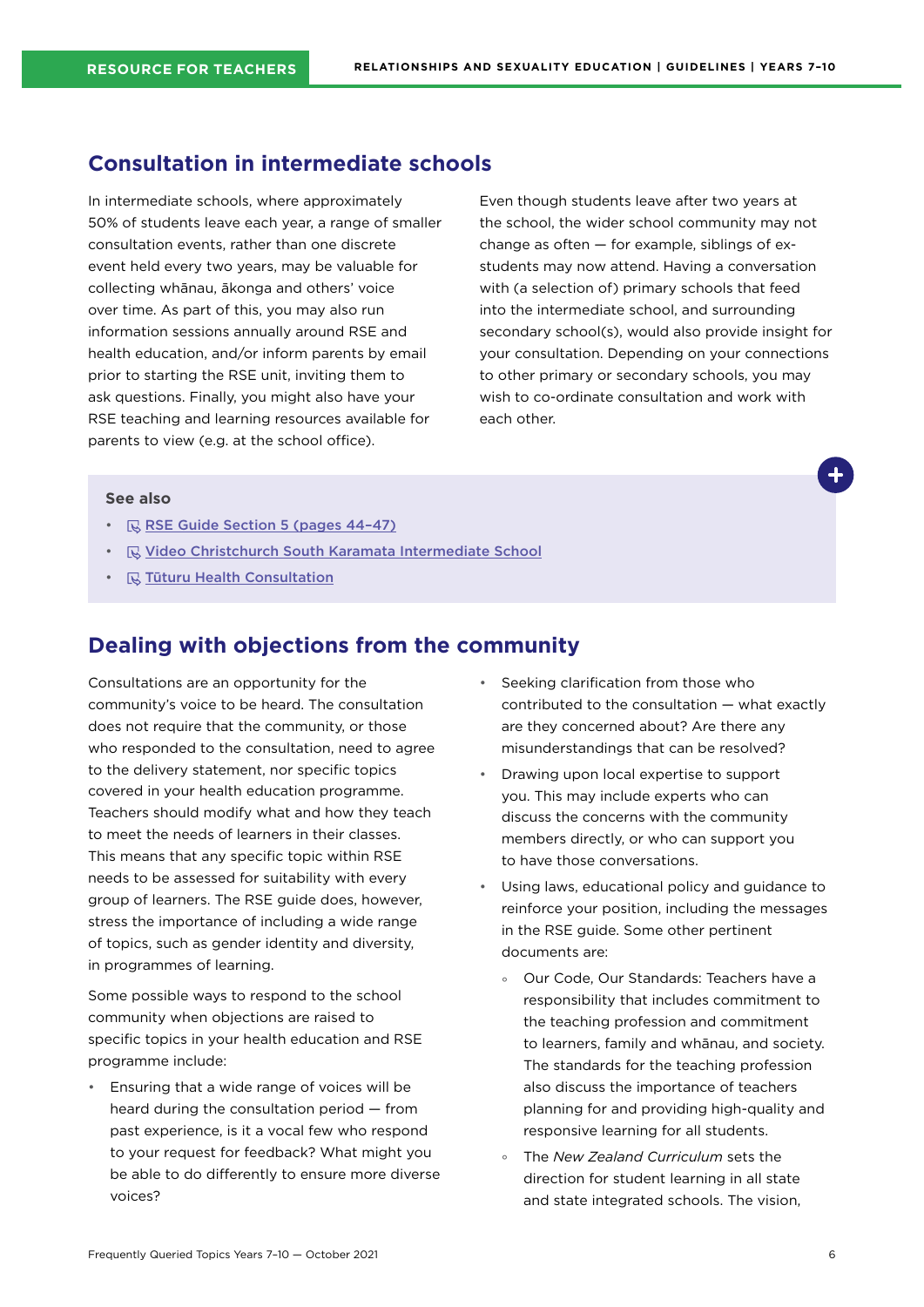## Consultation in intermediate schools

In intermediate schools, where approximately 50% of students leave each year, a range of smaller consultation events, rather than one discrete event held every two years, may be valuable for collecting whānau, ākonga and others' voice over time. As part of this, you may also run information sessions annually around RSE and health education, and/or inform parents by email prior to starting the RSE unit, inviting them to ask questions. Finally, you might also have your RSE teaching and learning resources available for parents to view (e.g. at the school office).

Even though students leave after two years at the school, the wider school community may not change as often — for example, siblings of ex-students may now attend. Having a conversation with (a selection of) primary schools that feed into the intermediate school, and surrounding secondary school(s), would also provide insight for your consultation. Depending on your connections to other primary or secondary schools, you may wish to co-ordinate consultation and work with each other.

**See also**

- RSE Guide Section 5 (pages 44–47)
- Video Christchurch South Karamata Intermediate School
- Tūturu Health Consultation

## Dealing with objections from the community

Consultations are an opportunity for the community's voice to be heard. The consultation does not require that the community, or those who responded to the consultation, need to agree to the delivery statement, nor specific topics covered in your health education programme. Teachers should modify what and how they teach to meet the needs of learners in their classes. This means that any specific topic within RSE needs to be assessed for suitability with every group of learners. The RSE guide does, however, stress the importance of including a wide range of topics, such as gender identity and diversity, in programmes of learning.

Some possible ways to respond to the school community when objections are raised to specific topics in your health education and RSE programme include:

- Ensuring that a wide range of voices will be heard during the consultation period — from past experience, is it a vocal few who respond to your request for feedback? What might you be able to do differently to ensure more diverse voices?
- Seeking clarification from those who contributed to the consultation — what exactly are they concerned about? Are there any misunderstandings that can be resolved?
- Drawing upon local expertise to support you. This may include experts who can discuss the concerns with the community members directly, or who can support you to have those conversations.
- Using laws, educational policy and guidance to reinforce your position, including the messages in the RSE guide. Some other pertinent documents are:
  - Our Code, Our Standards: Teachers have a responsibility that includes commitment to the teaching profession and commitment to learners, family and whānau, and society. The standards for the teaching profession also discuss the importance of teachers planning for and providing high-quality and responsive learning for all students.
  - The *New Zealand Curriculum* sets the direction for student learning in all state and state integrated schools. The vision,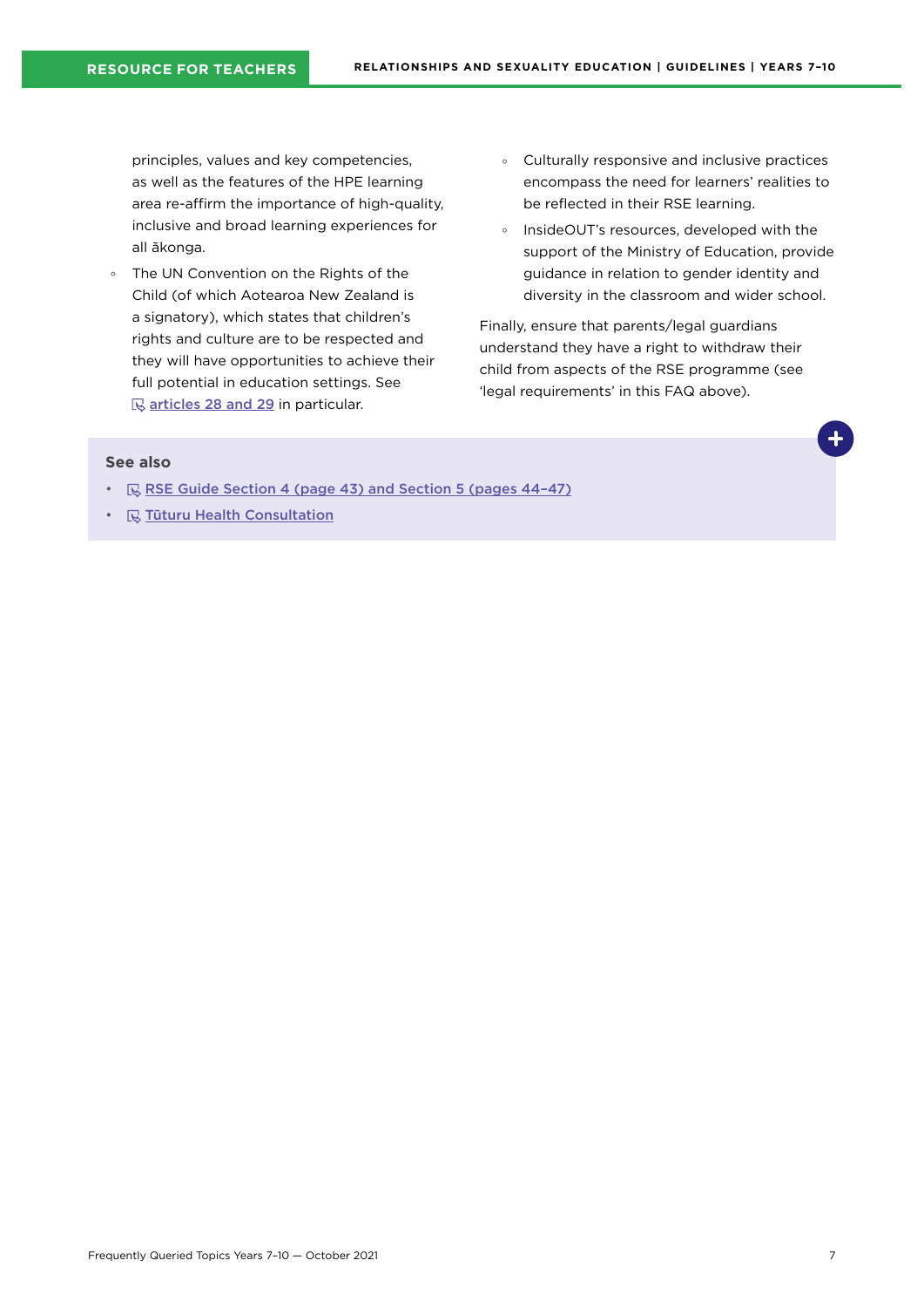principles, values and key competencies, as well as the features of the HPE learning area re-affirm the importance of high-quality, inclusive and broad learning experiences for all ākonga.

- The UN Convention on the Rights of the Child (of which Aotearoa New Zealand is a signatory), which states that children's rights and culture are to be respected and they will have opportunities to achieve their full potential in education settings. See **articles 28 and 29** in particular.
- Culturally responsive and inclusive practices encompass the need for learners' realities to be reflected in their RSE learning.
- InsideOUT's resources, developed with the support of the Ministry of Education, provide guidance in relation to gender identity and diversity in the classroom and wider school.

Finally, ensure that parents/legal guardians understand they have a right to withdraw their child from aspects of the RSE programme (see 'legal requirements' in this FAQ above).

**See also**

- **RSE Guide Section 4 (page 43) and Section 5 (pages 44–47)**
- **Tūturu Health Consultation**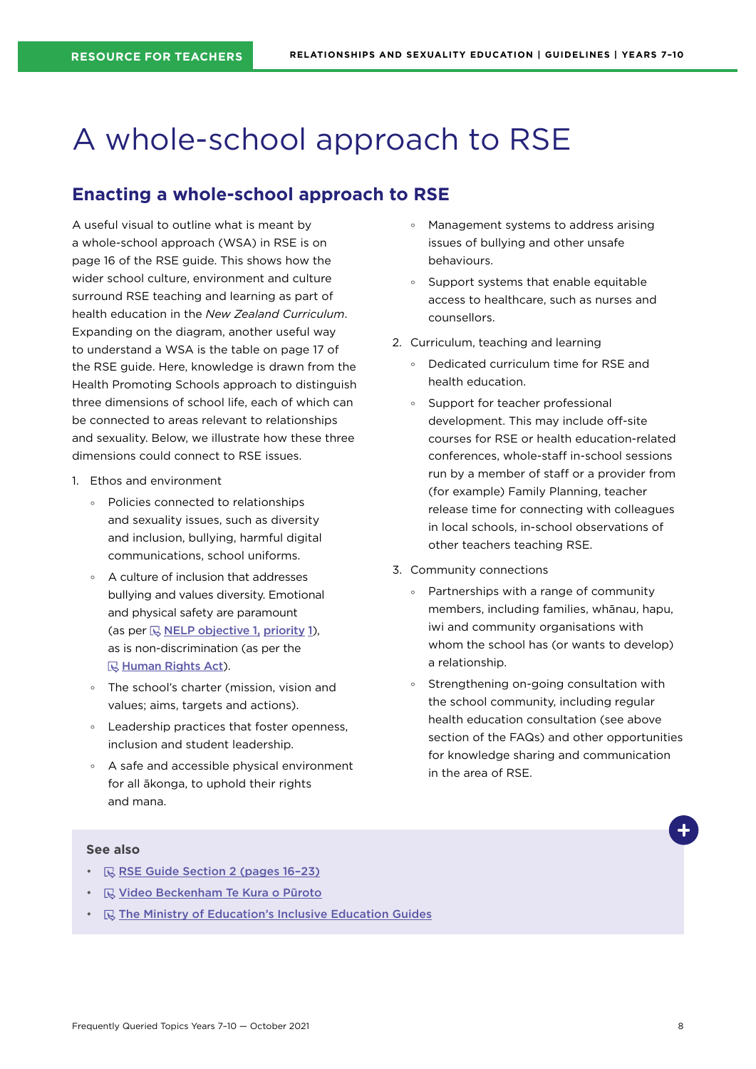# A whole-school approach to RSE

## Enacting a whole-school approach to RSE

A useful visual to outline what is meant by a whole-school approach (WSA) in RSE is on page 16 of the RSE guide. This shows how the wider school culture, environment and culture surround RSE teaching and learning as part of health education in the *New Zealand Curriculum*. Expanding on the diagram, another useful way to understand a WSA is the table on page 17 of the RSE guide. Here, knowledge is drawn from the Health Promoting Schools approach to distinguish three dimensions of school life, each of which can be connected to areas relevant to relationships and sexuality. Below, we illustrate how these three dimensions could connect to RSE issues.

1. Ethos and environment
   - Policies connected to relationships and sexuality issues, such as diversity and inclusion, bullying, harmful digital communications, school uniforms.
   - A culture of inclusion that addresses bullying and values diversity. Emotional and physical safety are paramount (as per NELP objective 1, priority 1), as is non-discrimination (as per the Human Rights Act).
   - The school's charter (mission, vision and values; aims, targets and actions).
   - Leadership practices that foster openness, inclusion and student leadership.
   - A safe and accessible physical environment for all ākonga, to uphold their rights and mana.
   - Management systems to address arising issues of bullying and other unsafe behaviours.
   - Support systems that enable equitable access to healthcare, such as nurses and counsellors.
2. Curriculum, teaching and learning
   - Dedicated curriculum time for RSE and health education.
   - Support for teacher professional development. This may include off-site courses for RSE or health education-related conferences, whole-staff in-school sessions run by a member of staff or a provider from (for example) Family Planning, teacher release time for connecting with colleagues in local schools, in-school observations of other teachers teaching RSE.
3. Community connections
   - Partnerships with a range of community members, including families, whānau, hapu, iwi and community organisations with whom the school has (or wants to develop) a relationship.
   - Strengthening on-going consultation with the school community, including regular health education consultation (see above section of the FAQs) and other opportunities for knowledge sharing and communication in the area of RSE.

**See also**

- RSE Guide Section 2 (pages 16–23)
- Video Beckenham Te Kura o Pūroto
- The Ministry of Education's Inclusive Education Guides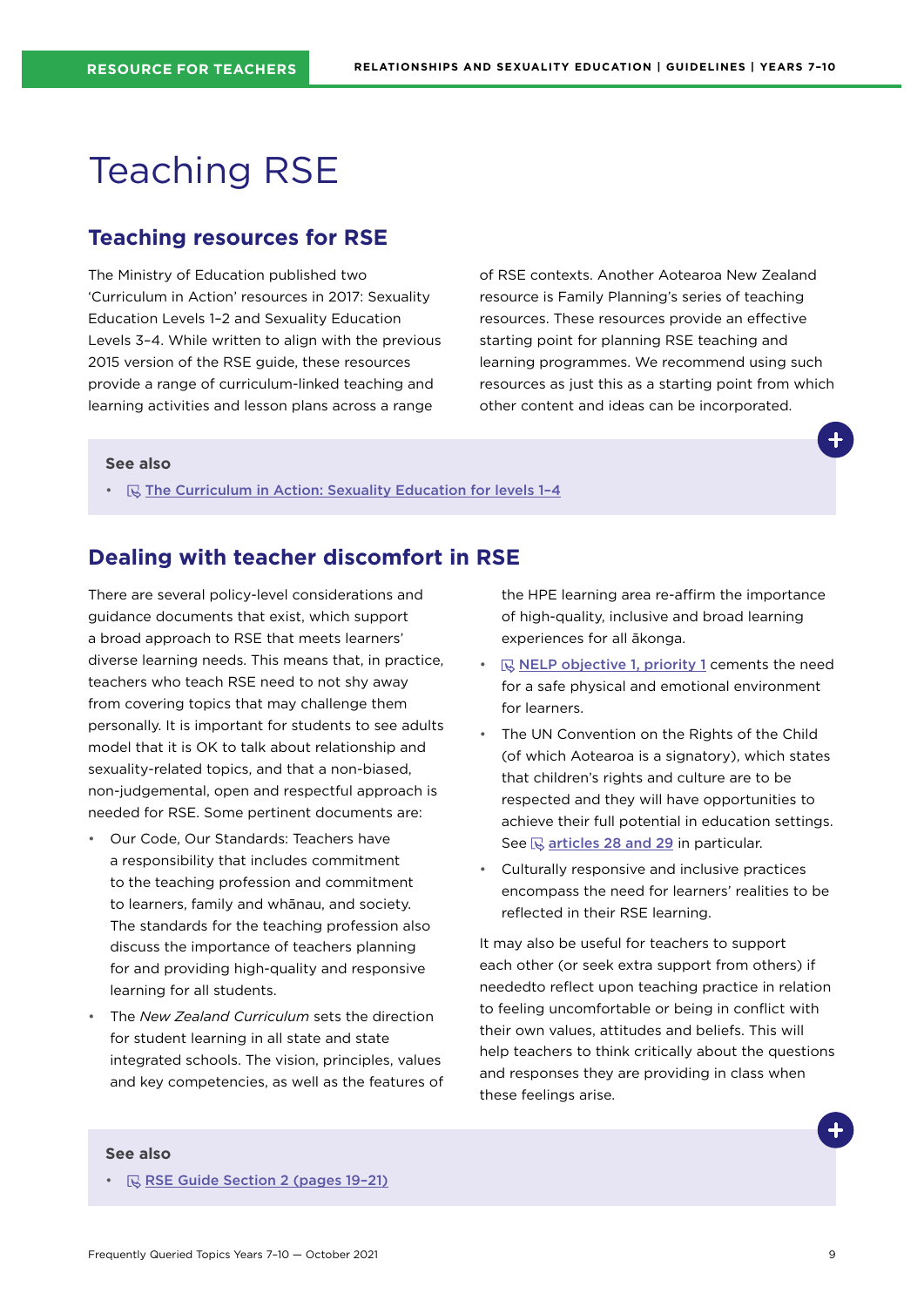# Teaching RSE

## Teaching resources for RSE

The Ministry of Education published two 'Curriculum in Action' resources in 2017: Sexuality Education Levels 1–2 and Sexuality Education Levels 3–4. While written to align with the previous 2015 version of the RSE guide, these resources provide a range of curriculum-linked teaching and learning activities and lesson plans across a range of RSE contexts. Another Aotearoa New Zealand resource is Family Planning's series of teaching resources. These resources provide an effective starting point for planning RSE teaching and learning programmes. We recommend using such resources as just this as a starting point from which other content and ideas can be incorporated.

**See also**

- The Curriculum in Action: Sexuality Education for levels 1–4

## Dealing with teacher discomfort in RSE

There are several policy-level considerations and guidance documents that exist, which support a broad approach to RSE that meets learners' diverse learning needs. This means that, in practice, teachers who teach RSE need to not shy away from covering topics that may challenge them personally. It is important for students to see adults model that it is OK to talk about relationship and sexuality-related topics, and that a non-biased, non-judgemental, open and respectful approach is needed for RSE. Some pertinent documents are:

- Our Code, Our Standards: Teachers have a responsibility that includes commitment to the teaching profession and commitment to learners, family and whānau, and society. The standards for the teaching profession also discuss the importance of teachers planning for and providing high-quality and responsive learning for all students.
- The *New Zealand Curriculum* sets the direction for student learning in all state and state integrated schools. The vision, principles, values and key competencies, as well as the features of the HPE learning area re-affirm the importance of high-quality, inclusive and broad learning experiences for all ākonga.
- NELP objective 1, priority 1 cements the need for a safe physical and emotional environment for learners.
- The UN Convention on the Rights of the Child (of which Aotearoa is a signatory), which states that children's rights and culture are to be respected and they will have opportunities to achieve their full potential in education settings. See articles 28 and 29 in particular.
- Culturally responsive and inclusive practices encompass the need for learners' realities to be reflected in their RSE learning.

It may also be useful for teachers to support each other (or seek extra support from others) if neededto reflect upon teaching practice in relation to feeling uncomfortable or being in conflict with their own values, attitudes and beliefs. This will help teachers to think critically about the questions and responses they are providing in class when these feelings arise.

**See also**

- RSE Guide Section 2 (pages 19–21)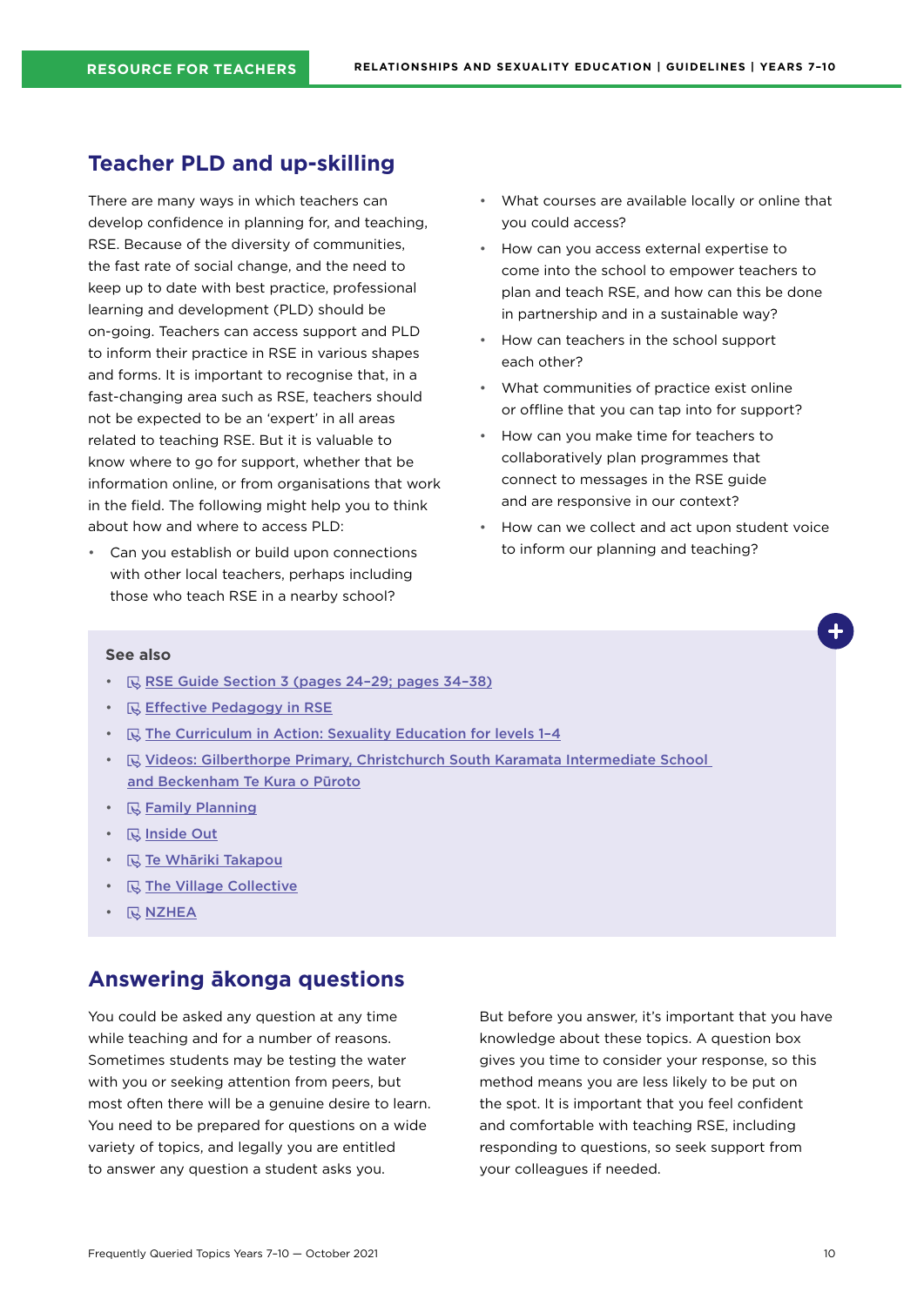## Teacher PLD and up-skilling

There are many ways in which teachers can develop confidence in planning for, and teaching, RSE. Because of the diversity of communities, the fast rate of social change, and the need to keep up to date with best practice, professional learning and development (PLD) should be on-going. Teachers can access support and PLD to inform their practice in RSE in various shapes and forms. It is important to recognise that, in a fast-changing area such as RSE, teachers should not be expected to be an 'expert' in all areas related to teaching RSE. But it is valuable to know where to go for support, whether that be information online, or from organisations that work in the field. The following might help you to think about how and where to access PLD:

- Can you establish or build upon connections with other local teachers, perhaps including those who teach RSE in a nearby school?
- What courses are available locally or online that you could access?
- How can you access external expertise to come into the school to empower teachers to plan and teach RSE, and how can this be done in partnership and in a sustainable way?
- How can teachers in the school support each other?
- What communities of practice exist online or offline that you can tap into for support?
- How can you make time for teachers to collaboratively plan programmes that connect to messages in the RSE guide and are responsive in our context?
- How can we collect and act upon student voice to inform our planning and teaching?

**See also**

- RSE Guide Section 3 (pages 24–29; pages 34–38)
- Effective Pedagogy in RSE
- The Curriculum in Action: Sexuality Education for levels 1–4
- Videos: Gilberthorpe Primary, Christchurch South Karamata Intermediate School and Beckenham Te Kura o Pūroto
- Family Planning
- Inside Out
- Te Whāriki Takapou
- The Village Collective
- NZHEA

## Answering ākonga questions

You could be asked any question at any time while teaching and for a number of reasons. Sometimes students may be testing the water with you or seeking attention from peers, but most often there will be a genuine desire to learn. You need to be prepared for questions on a wide variety of topics, and legally you are entitled to answer any question a student asks you.

But before you answer, it's important that you have knowledge about these topics. A question box gives you time to consider your response, so this method means you are less likely to be put on the spot. It is important that you feel confident and comfortable with teaching RSE, including responding to questions, so seek support from your colleagues if needed.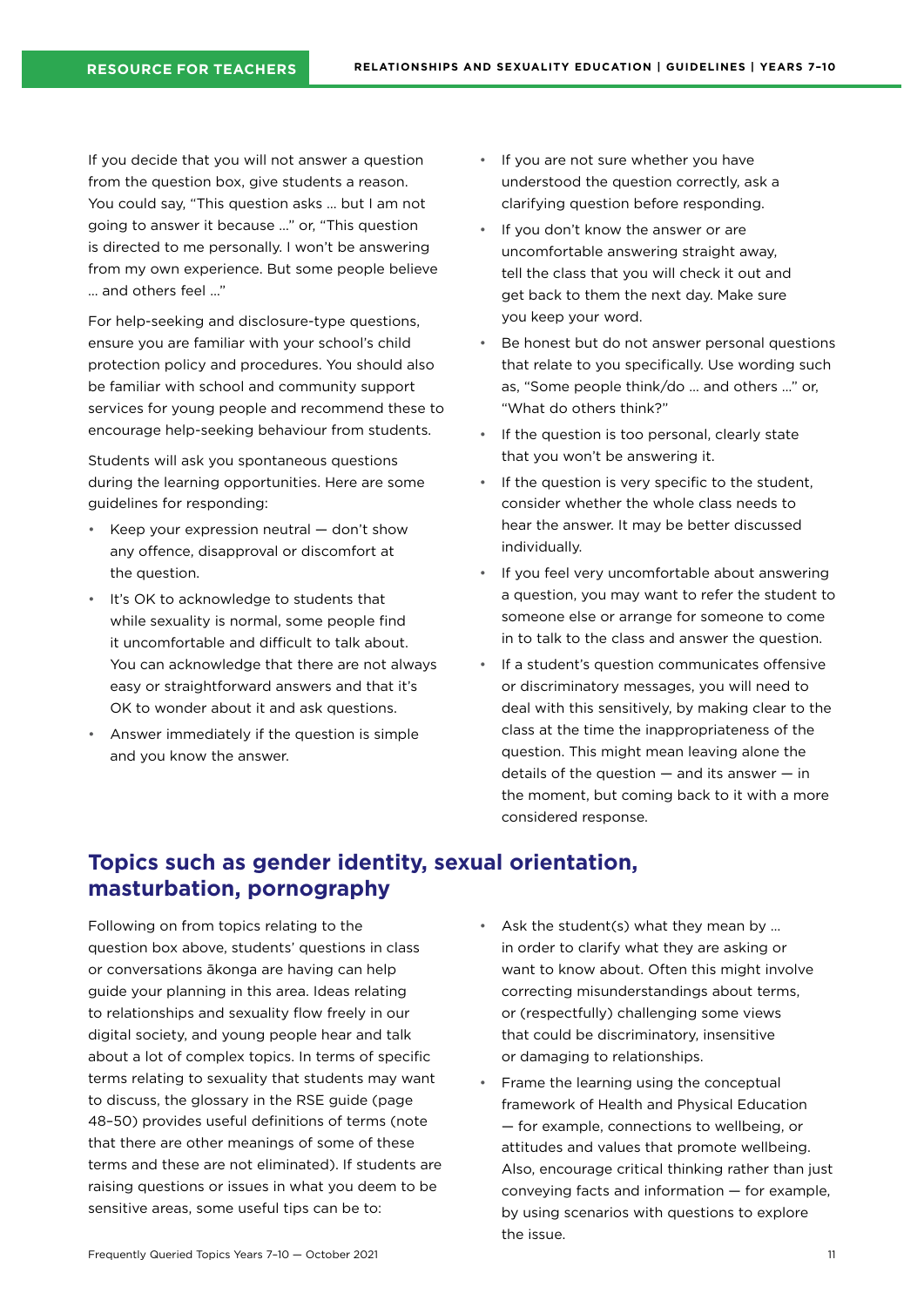If you decide that you will not answer a question from the question box, give students a reason. You could say, "This question asks … but I am not going to answer it because …" or, "This question is directed to me personally. I won't be answering from my own experience. But some people believe … and others feel …"

For help-seeking and disclosure-type questions, ensure you are familiar with your school's child protection policy and procedures. You should also be familiar with school and community support services for young people and recommend these to encourage help-seeking behaviour from students.

Students will ask you spontaneous questions during the learning opportunities. Here are some guidelines for responding:

- Keep your expression neutral — don't show any offence, disapproval or discomfort at the question.
- It's OK to acknowledge to students that while sexuality is normal, some people find it uncomfortable and difficult to talk about. You can acknowledge that there are not always easy or straightforward answers and that it's OK to wonder about it and ask questions.
- Answer immediately if the question is simple and you know the answer.
- If you are not sure whether you have understood the question correctly, ask a clarifying question before responding.
- If you don't know the answer or are uncomfortable answering straight away, tell the class that you will check it out and get back to them the next day. Make sure you keep your word.
- Be honest but do not answer personal questions that relate to you specifically. Use wording such as, "Some people think/do … and others …" or, "What do others think?"
- If the question is too personal, clearly state that you won't be answering it.
- If the question is very specific to the student, consider whether the whole class needs to hear the answer. It may be better discussed individually.
- If you feel very uncomfortable about answering a question, you may want to refer the student to someone else or arrange for someone to come in to talk to the class and answer the question.
- If a student's question communicates offensive or discriminatory messages, you will need to deal with this sensitively, by making clear to the class at the time the inappropriateness of the question. This might mean leaving alone the details of the question — and its answer — in the moment, but coming back to it with a more considered response.

## Topics such as gender identity, sexual orientation, masturbation, pornography

Following on from topics relating to the question box above, students' questions in class or conversations ākonga are having can help guide your planning in this area. Ideas relating to relationships and sexuality flow freely in our digital society, and young people hear and talk about a lot of complex topics. In terms of specific terms relating to sexuality that students may want to discuss, the glossary in the RSE guide (page 48–50) provides useful definitions of terms (note that there are other meanings of some of these terms and these are not eliminated). If students are raising questions or issues in what you deem to be sensitive areas, some useful tips can be to:

- Ask the student(s) what they mean by … in order to clarify what they are asking or want to know about. Often this might involve correcting misunderstandings about terms, or (respectfully) challenging some views that could be discriminatory, insensitive or damaging to relationships.
- Frame the learning using the conceptual framework of Health and Physical Education — for example, connections to wellbeing, or attitudes and values that promote wellbeing. Also, encourage critical thinking rather than just conveying facts and information — for example, by using scenarios with questions to explore the issue.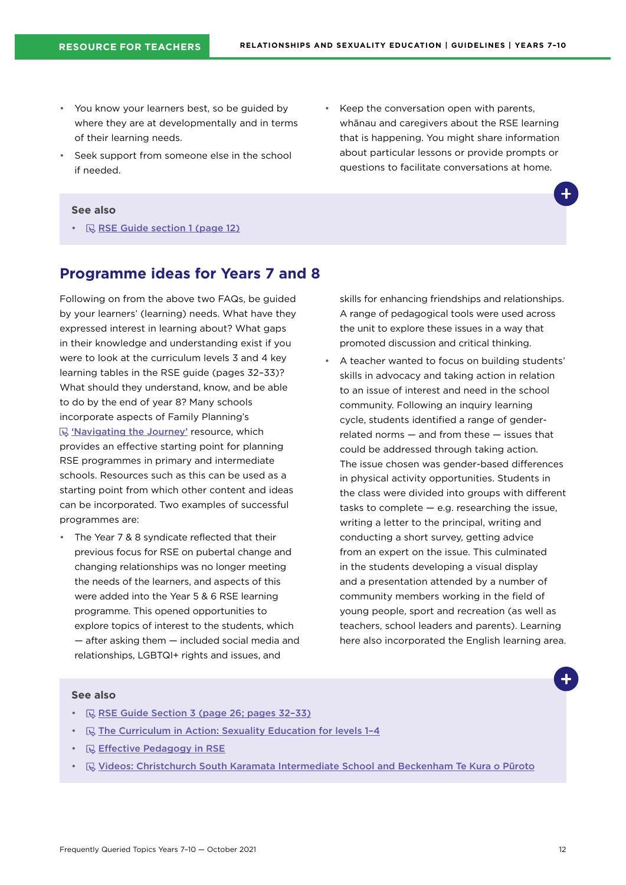- You know your learners best, so be guided by where they are at developmentally and in terms of their learning needs.
- Seek support from someone else in the school if needed.
- Keep the conversation open with parents, whānau and caregivers about the RSE learning that is happening. You might share information about particular lessons or provide prompts or questions to facilitate conversations at home.

**See also**

- RSE Guide section 1 (page 12)

## Programme ideas for Years 7 and 8

Following on from the above two FAQs, be guided by your learners' (learning) needs. What have they expressed interest in learning about? What gaps in their knowledge and understanding exist if you were to look at the curriculum levels 3 and 4 key learning tables in the RSE guide (pages 32–33)? What should they understand, know, and be able to do by the end of year 8? Many schools incorporate aspects of Family Planning's 'Navigating the Journey' resource, which provides an effective starting point for planning RSE programmes in primary and intermediate schools. Resources such as this can be used as a starting point from which other content and ideas can be incorporated. Two examples of successful programmes are:

- The Year 7 & 8 syndicate reflected that their previous focus for RSE on pubertal change and changing relationships was no longer meeting the needs of the learners, and aspects of this were added into the Year 5 & 6 RSE learning programme. This opened opportunities to explore topics of interest to the students, which — after asking them — included social media and relationships, LGBTQI+ rights and issues, and skills for enhancing friendships and relationships. A range of pedagogical tools were used across the unit to explore these issues in a way that promoted discussion and critical thinking.
- A teacher wanted to focus on building students' skills in advocacy and taking action in relation to an issue of interest and need in the school community. Following an inquiry learning cycle, students identified a range of gender-related norms — and from these — issues that could be addressed through taking action. The issue chosen was gender-based differences in physical activity opportunities. Students in the class were divided into groups with different tasks to complete — e.g. researching the issue, writing a letter to the principal, writing and conducting a short survey, getting advice from an expert on the issue. This culminated in the students developing a visual display and a presentation attended by a number of community members working in the field of young people, sport and recreation (as well as teachers, school leaders and parents). Learning here also incorporated the English learning area.

**See also**

- RSE Guide Section 3 (page 26; pages 32–33)
- The Curriculum in Action: Sexuality Education for levels 1–4
- Effective Pedagogy in RSE
- Videos: Christchurch South Karamata Intermediate School and Beckenham Te Kura o Pūroto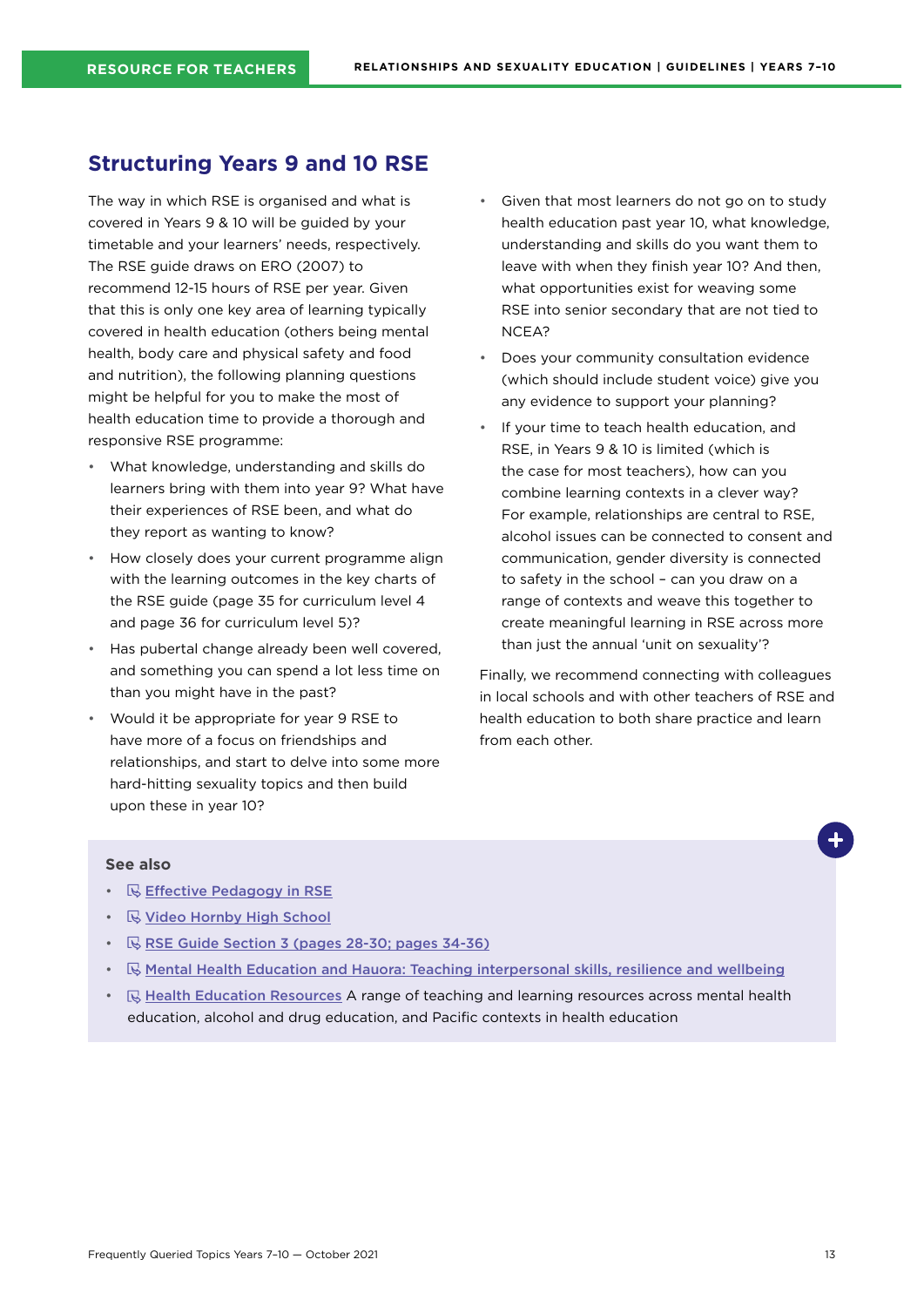## Structuring Years 9 and 10 RSE

The way in which RSE is organised and what is covered in Years 9 & 10 will be guided by your timetable and your learners' needs, respectively. The RSE guide draws on ERO (2007) to recommend 12-15 hours of RSE per year. Given that this is only one key area of learning typically covered in health education (others being mental health, body care and physical safety and food and nutrition), the following planning questions might be helpful for you to make the most of health education time to provide a thorough and responsive RSE programme:

- What knowledge, understanding and skills do learners bring with them into year 9? What have their experiences of RSE been, and what do they report as wanting to know?
- How closely does your current programme align with the learning outcomes in the key charts of the RSE guide (page 35 for curriculum level 4 and page 36 for curriculum level 5)?
- Has pubertal change already been well covered, and something you can spend a lot less time on than you might have in the past?
- Would it be appropriate for year 9 RSE to have more of a focus on friendships and relationships, and start to delve into some more hard-hitting sexuality topics and then build upon these in year 10?
- Given that most learners do not go on to study health education past year 10, what knowledge, understanding and skills do you want them to leave with when they finish year 10? And then, what opportunities exist for weaving some RSE into senior secondary that are not tied to NCEA?
- Does your community consultation evidence (which should include student voice) give you any evidence to support your planning?
- If your time to teach health education, and RSE, in Years 9 & 10 is limited (which is the case for most teachers), how can you combine learning contexts in a clever way? For example, relationships are central to RSE, alcohol issues can be connected to consent and communication, gender diversity is connected to safety in the school – can you draw on a range of contexts and weave this together to create meaningful learning in RSE across more than just the annual 'unit on sexuality'?

Finally, we recommend connecting with colleagues in local schools and with other teachers of RSE and health education to both share practice and learn from each other.

**See also**

- Effective Pedagogy in RSE
- Video Hornby High School
- RSE Guide Section 3 (pages 28-30; pages 34-36)
- Mental Health Education and Hauora: Teaching interpersonal skills, resilience and wellbeing
- Health Education Resources A range of teaching and learning resources across mental health education, alcohol and drug education, and Pacific contexts in health education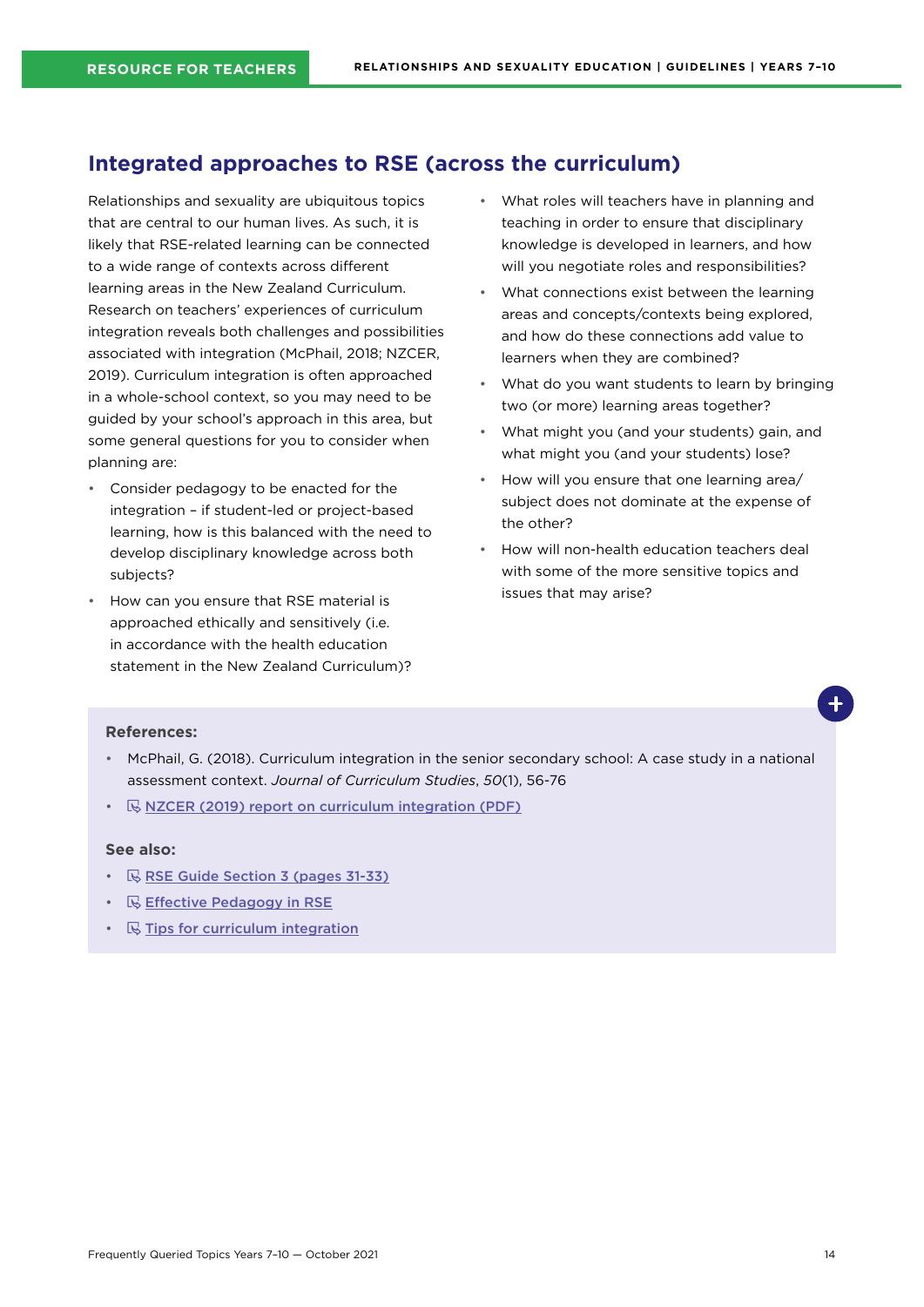## Integrated approaches to RSE (across the curriculum)

Relationships and sexuality are ubiquitous topics that are central to our human lives. As such, it is likely that RSE-related learning can be connected to a wide range of contexts across different learning areas in the New Zealand Curriculum. Research on teachers' experiences of curriculum integration reveals both challenges and possibilities associated with integration (McPhail, 2018; NZCER, 2019). Curriculum integration is often approached in a whole-school context, so you may need to be guided by your school's approach in this area, but some general questions for you to consider when planning are:

- Consider pedagogy to be enacted for the integration – if student-led or project-based learning, how is this balanced with the need to develop disciplinary knowledge across both subjects?
- How can you ensure that RSE material is approached ethically and sensitively (i.e. in accordance with the health education statement in the New Zealand Curriculum)?
- What roles will teachers have in planning and teaching in order to ensure that disciplinary knowledge is developed in learners, and how will you negotiate roles and responsibilities?
- What connections exist between the learning areas and concepts/contexts being explored, and how do these connections add value to learners when they are combined?
- What do you want students to learn by bringing two (or more) learning areas together?
- What might you (and your students) gain, and what might you (and your students) lose?
- How will you ensure that one learning area/ subject does not dominate at the expense of the other?
- How will non-health education teachers deal with some of the more sensitive topics and issues that may arise?

**References:**

- McPhail, G. (2018). Curriculum integration in the senior secondary school: A case study in a national assessment context. *Journal of Curriculum Studies*, *50*(1), 56-76
- NZCER (2019) report on curriculum integration (PDF)

**See also:**

- RSE Guide Section 3 (pages 31-33)
- Effective Pedagogy in RSE
- Tips for curriculum integration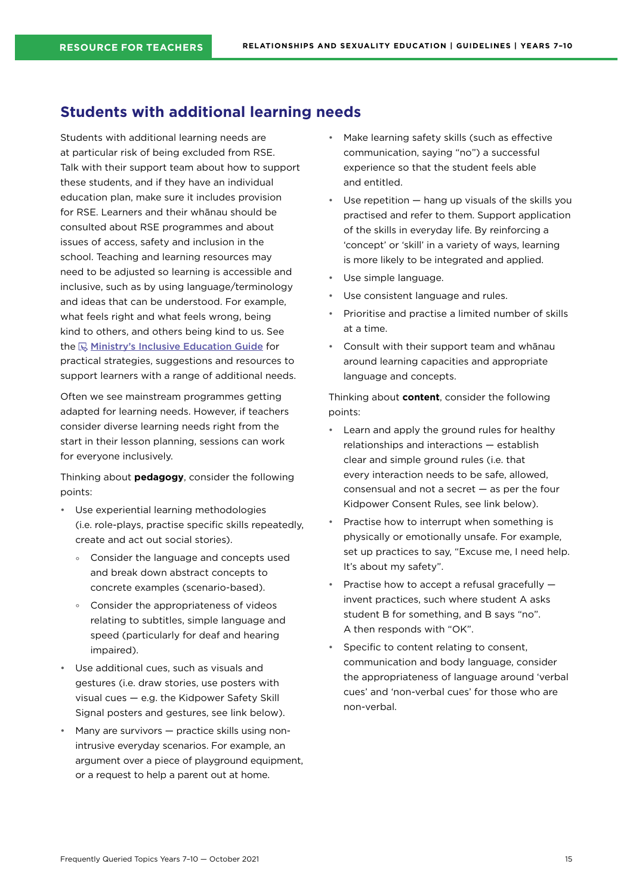## Students with additional learning needs

Students with additional learning needs are at particular risk of being excluded from RSE. Talk with their support team about how to support these students, and if they have an individual education plan, make sure it includes provision for RSE. Learners and their whānau should be consulted about RSE programmes and about issues of access, safety and inclusion in the school. Teaching and learning resources may need to be adjusted so learning is accessible and inclusive, such as by using language/terminology and ideas that can be understood. For example, what feels right and what feels wrong, being kind to others, and others being kind to us. See the Ministry's Inclusive Education Guide for practical strategies, suggestions and resources to support learners with a range of additional needs.

Often we see mainstream programmes getting adapted for learning needs. However, if teachers consider diverse learning needs right from the start in their lesson planning, sessions can work for everyone inclusively.

Thinking about **pedagogy**, consider the following points:

- Use experiential learning methodologies (i.e. role-plays, practise specific skills repeatedly, create and act out social stories).
  - Consider the language and concepts used and break down abstract concepts to concrete examples (scenario-based).
  - Consider the appropriateness of videos relating to subtitles, simple language and speed (particularly for deaf and hearing impaired).
- Use additional cues, such as visuals and gestures (i.e. draw stories, use posters with visual cues — e.g. the Kidpower Safety Skill Signal posters and gestures, see link below).
- Many are survivors — practice skills using non-intrusive everyday scenarios. For example, an argument over a piece of playground equipment, or a request to help a parent out at home.
- Make learning safety skills (such as effective communication, saying "no") a successful experience so that the student feels able and entitled.
- Use repetition — hang up visuals of the skills you practised and refer to them. Support application of the skills in everyday life. By reinforcing a 'concept' or 'skill' in a variety of ways, learning is more likely to be integrated and applied.
- Use simple language.
- Use consistent language and rules.
- Prioritise and practise a limited number of skills at a time.
- Consult with their support team and whānau around learning capacities and appropriate language and concepts.

Thinking about **content**, consider the following points:

- Learn and apply the ground rules for healthy relationships and interactions — establish clear and simple ground rules (i.e. that every interaction needs to be safe, allowed, consensual and not a secret — as per the four Kidpower Consent Rules, see link below).
- Practise how to interrupt when something is physically or emotionally unsafe. For example, set up practices to say, "Excuse me, I need help. It's about my safety".
- Practise how to accept a refusal gracefully — invent practices, such where student A asks student B for something, and B says "no". A then responds with "OK".
- Specific to content relating to consent, communication and body language, consider the appropriateness of language around 'verbal cues' and 'non-verbal cues' for those who are non-verbal.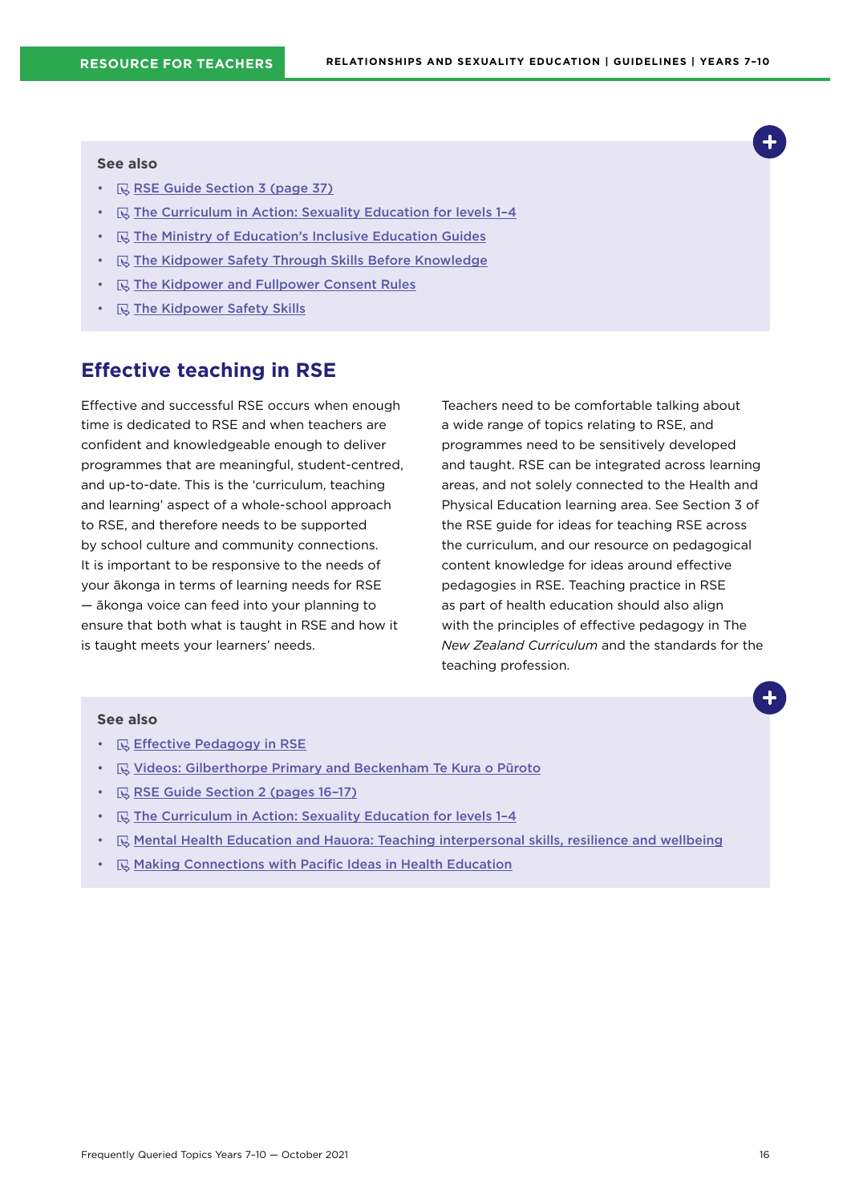**See also**

- The RSE Guide Section 3 (page 37)
- The Curriculum in Action: Sexuality Education for levels 1–4
- The Ministry of Education's Inclusive Education Guides
- The Kidpower Safety Through Skills Before Knowledge
- The Kidpower and Fullpower Consent Rules
- The Kidpower Safety Skills

## Effective teaching in RSE

Effective and successful RSE occurs when enough time is dedicated to RSE and when teachers are confident and knowledgeable enough to deliver programmes that are meaningful, student-centred, and up-to-date. This is the 'curriculum, teaching and learning' aspect of a whole-school approach to RSE, and therefore needs to be supported by school culture and community connections. It is important to be responsive to the needs of your ākonga in terms of learning needs for RSE — ākonga voice can feed into your planning to ensure that both what is taught in RSE and how it is taught meets your learners' needs.

Teachers need to be comfortable talking about a wide range of topics relating to RSE, and programmes need to be sensitively developed and taught. RSE can be integrated across learning areas, and not solely connected to the Health and Physical Education learning area. See Section 3 of the RSE guide for ideas for teaching RSE across the curriculum, and our resource on pedagogical content knowledge for ideas around effective pedagogies in RSE. Teaching practice in RSE as part of health education should also align with the principles of effective pedagogy in The *New Zealand Curriculum* and the standards for the teaching profession.

**See also**

- Effective Pedagogy in RSE
- Videos: Gilberthorpe Primary and Beckenham Te Kura o Pūroto
- RSE Guide Section 2 (pages 16–17)
- The Curriculum in Action: Sexuality Education for levels 1–4
- Mental Health Education and Hauora: Teaching interpersonal skills, resilience and wellbeing
- Making Connections with Pacific Ideas in Health Education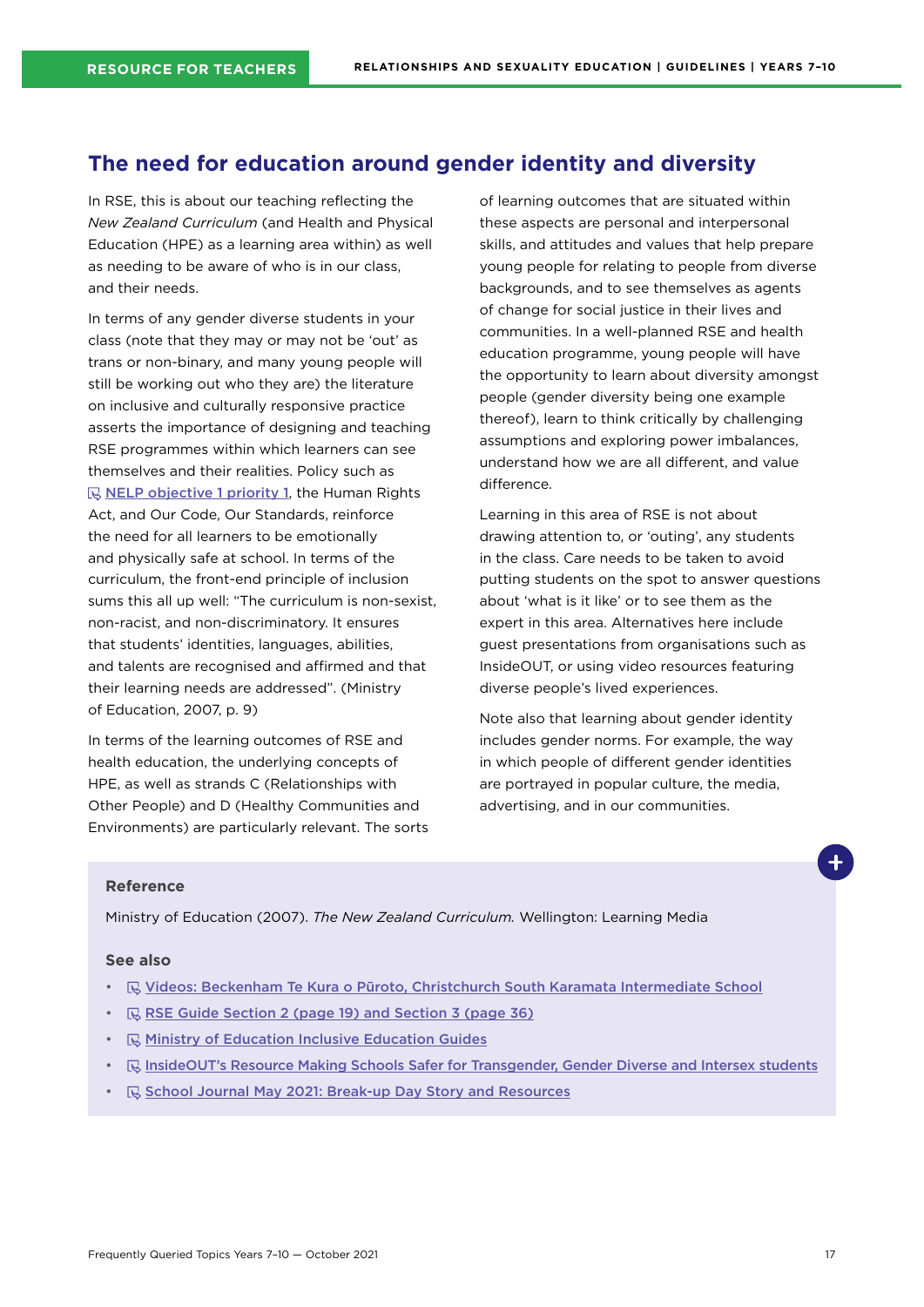## The need for education around gender identity and diversity

In RSE, this is about our teaching reflecting the *New Zealand Curriculum* (and Health and Physical Education (HPE) as a learning area within) as well as needing to be aware of who is in our class, and their needs.

In terms of any gender diverse students in your class (note that they may or may not be 'out' as trans or non-binary, and many young people will still be working out who they are) the literature on inclusive and culturally responsive practice asserts the importance of designing and teaching RSE programmes within which learners can see themselves and their realities. Policy such as NELP objective 1 priority 1, the Human Rights Act, and Our Code, Our Standards, reinforce the need for all learners to be emotionally and physically safe at school. In terms of the curriculum, the front-end principle of inclusion sums this all up well: "The curriculum is non-sexist, non-racist, and non-discriminatory. It ensures that students' identities, languages, abilities, and talents are recognised and affirmed and that their learning needs are addressed". (Ministry of Education, 2007, p. 9)

In terms of the learning outcomes of RSE and health education, the underlying concepts of HPE, as well as strands C (Relationships with Other People) and D (Healthy Communities and Environments) are particularly relevant. The sorts of learning outcomes that are situated within these aspects are personal and interpersonal skills, and attitudes and values that help prepare young people for relating to people from diverse backgrounds, and to see themselves as agents of change for social justice in their lives and communities. In a well-planned RSE and health education programme, young people will have the opportunity to learn about diversity amongst people (gender diversity being one example thereof), learn to think critically by challenging assumptions and exploring power imbalances, understand how we are all different, and value difference.

Learning in this area of RSE is not about drawing attention to, or 'outing', any students in the class. Care needs to be taken to avoid putting students on the spot to answer questions about 'what is it like' or to see them as the expert in this area. Alternatives here include guest presentations from organisations such as InsideOUT, or using video resources featuring diverse people's lived experiences.

Note also that learning about gender identity includes gender norms. For example, the way in which people of different gender identities are portrayed in popular culture, the media, advertising, and in our communities.

**Reference**

Ministry of Education (2007). *The New Zealand Curriculum.* Wellington: Learning Media

**See also**

- Videos: Beckenham Te Kura o Pūroto, Christchurch South Karamata Intermediate School
- RSE Guide Section 2 (page 19) and Section 3 (page 36)
- Ministry of Education Inclusive Education Guides
- InsideOUT's Resource Making Schools Safer for Transgender, Gender Diverse and Intersex students
- School Journal May 2021: Break-up Day Story and Resources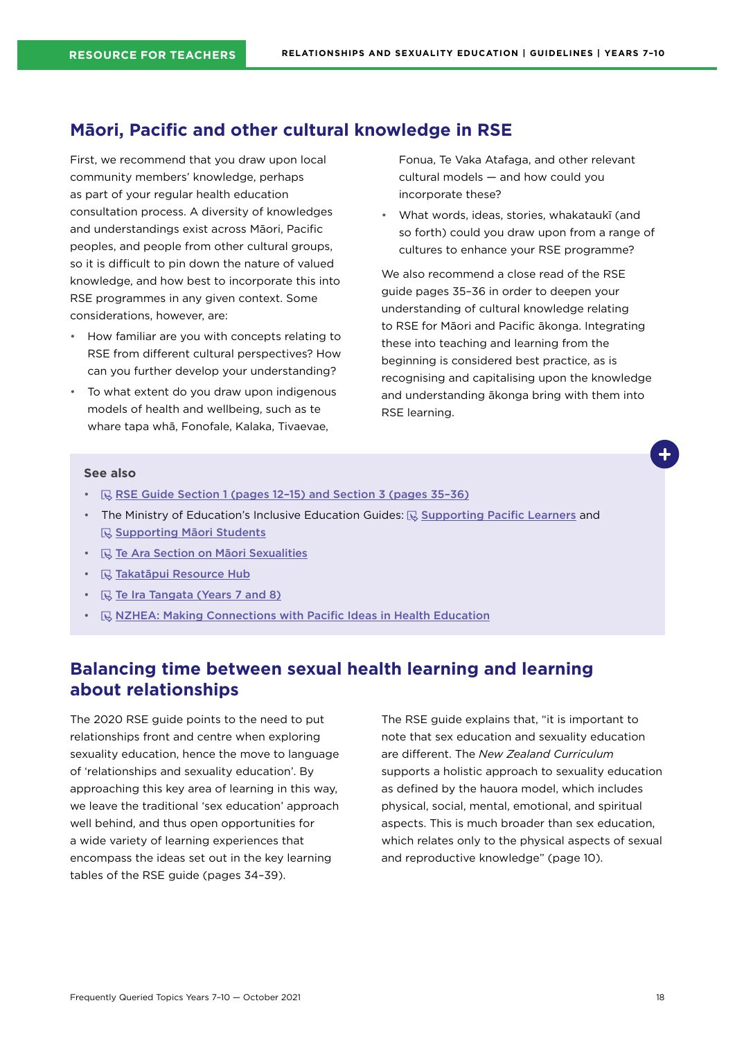## Māori, Pacific and other cultural knowledge in RSE

First, we recommend that you draw upon local community members' knowledge, perhaps as part of your regular health education consultation process. A diversity of knowledges and understandings exist across Māori, Pacific peoples, and people from other cultural groups, so it is difficult to pin down the nature of valued knowledge, and how best to incorporate this into RSE programmes in any given context. Some considerations, however, are:

- How familiar are you with concepts relating to RSE from different cultural perspectives? How can you further develop your understanding?
- To what extent do you draw upon indigenous models of health and wellbeing, such as te whare tapa whā, Fonofale, Kalaka, Tivaevae, Fonua, Te Vaka Atafaga, and other relevant cultural models — and how could you incorporate these?
- What words, ideas, stories, whakataukī (and so forth) could you draw upon from a range of cultures to enhance your RSE programme?

We also recommend a close read of the RSE guide pages 35–36 in order to deepen your understanding of cultural knowledge relating to RSE for Māori and Pacific ākonga. Integrating these into teaching and learning from the beginning is considered best practice, as is recognising and capitalising upon the knowledge and understanding ākonga bring with them into RSE learning.

**See also**

- RSE Guide Section 1 (pages 12–15) and Section 3 (pages 35–36)
- The Ministry of Education's Inclusive Education Guides: Supporting Pacific Learners and Supporting Māori Students
- Te Ara Section on Māori Sexualities
- Takatāpui Resource Hub
- Te Ira Tangata (Years 7 and 8)
- NZHEA: Making Connections with Pacific Ideas in Health Education

## Balancing time between sexual health learning and learning about relationships

The 2020 RSE guide points to the need to put relationships front and centre when exploring sexuality education, hence the move to language of 'relationships and sexuality education'. By approaching this key area of learning in this way, we leave the traditional 'sex education' approach well behind, and thus open opportunities for a wide variety of learning experiences that encompass the ideas set out in the key learning tables of the RSE guide (pages 34–39).

The RSE guide explains that, "it is important to note that sex education and sexuality education are different. The *New Zealand Curriculum* supports a holistic approach to sexuality education as defined by the hauora model, which includes physical, social, mental, emotional, and spiritual aspects. This is much broader than sex education, which relates only to the physical aspects of sexual and reproductive knowledge" (page 10).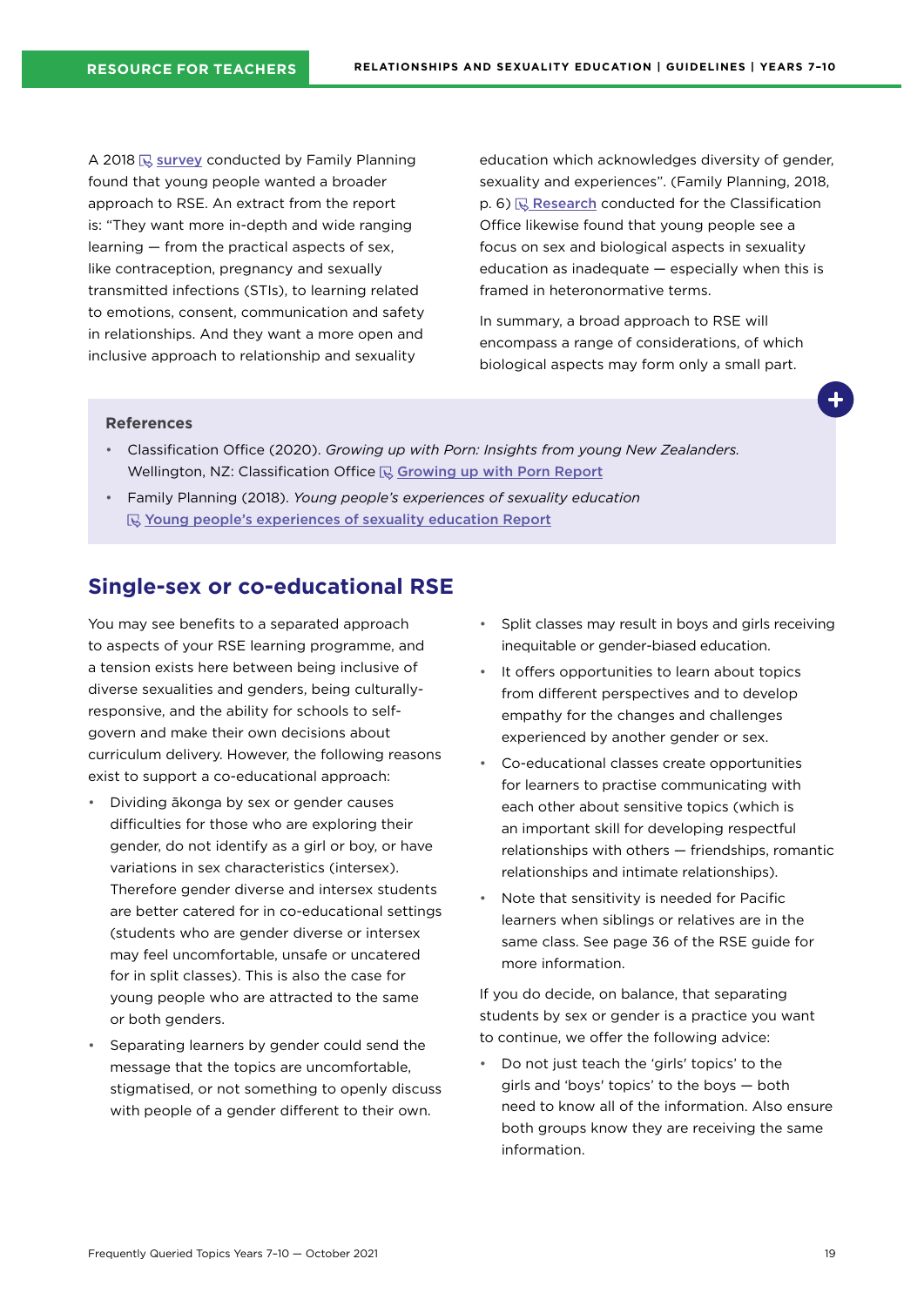A 2018 survey conducted by Family Planning found that young people wanted a broader approach to RSE. An extract from the report is: "They want more in-depth and wide ranging learning — from the practical aspects of sex, like contraception, pregnancy and sexually transmitted infections (STIs), to learning related to emotions, consent, communication and safety in relationships. And they want a more open and inclusive approach to relationship and sexuality education which acknowledges diversity of gender, sexuality and experiences". (Family Planning, 2018, p. 6) Research conducted for the Classification Office likewise found that young people see a focus on sex and biological aspects in sexuality education as inadequate — especially when this is framed in heteronormative terms.

In summary, a broad approach to RSE will encompass a range of considerations, of which biological aspects may form only a small part.

**References**

- Classification Office (2020). *Growing up with Porn: Insights from young New Zealanders.* Wellington, NZ: Classification Office Growing up with Porn Report
- Family Planning (2018). *Young people's experiences of sexuality education* Young people's experiences of sexuality education Report

## Single-sex or co-educational RSE

You may see benefits to a separated approach to aspects of your RSE learning programme, and a tension exists here between being inclusive of diverse sexualities and genders, being culturally-responsive, and the ability for schools to self-govern and make their own decisions about curriculum delivery. However, the following reasons exist to support a co-educational approach:

- Dividing ākonga by sex or gender causes difficulties for those who are exploring their gender, do not identify as a girl or boy, or have variations in sex characteristics (intersex). Therefore gender diverse and intersex students are better catered for in co-educational settings (students who are gender diverse or intersex may feel uncomfortable, unsafe or uncatered for in split classes). This is also the case for young people who are attracted to the same or both genders.
- Separating learners by gender could send the message that the topics are uncomfortable, stigmatised, or not something to openly discuss with people of a gender different to their own.
- Split classes may result in boys and girls receiving inequitable or gender-biased education.
- It offers opportunities to learn about topics from different perspectives and to develop empathy for the changes and challenges experienced by another gender or sex.
- Co-educational classes create opportunities for learners to practise communicating with each other about sensitive topics (which is an important skill for developing respectful relationships with others — friendships, romantic relationships and intimate relationships).
- Note that sensitivity is needed for Pacific learners when siblings or relatives are in the same class. See page 36 of the RSE guide for more information.

If you do decide, on balance, that separating students by sex or gender is a practice you want to continue, we offer the following advice:

- Do not just teach the 'girls' topics' to the girls and 'boys' topics' to the boys — both need to know all of the information. Also ensure both groups know they are receiving the same information.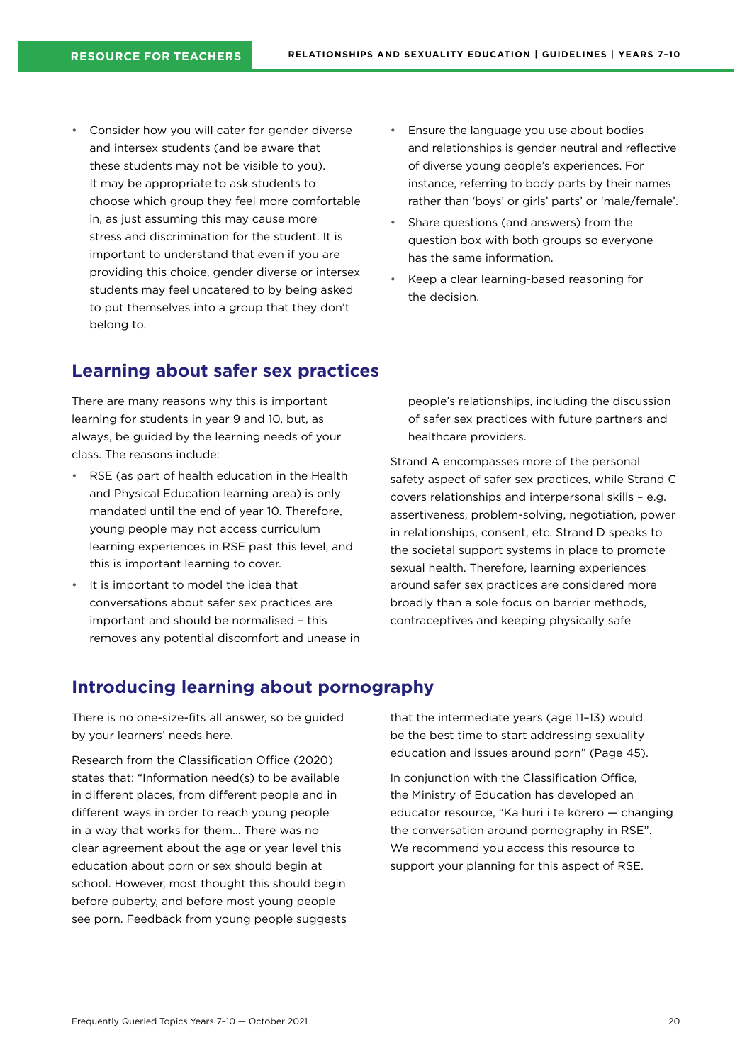- Consider how you will cater for gender diverse and intersex students (and be aware that these students may not be visible to you). It may be appropriate to ask students to choose which group they feel more comfortable in, as just assuming this may cause more stress and discrimination for the student. It is important to understand that even if you are providing this choice, gender diverse or intersex students may feel uncatered to by being asked to put themselves into a group that they don't belong to.
- Ensure the language you use about bodies and relationships is gender neutral and reflective of diverse young people's experiences. For instance, referring to body parts by their names rather than 'boys' or girls' parts' or 'male/female'.
- Share questions (and answers) from the question box with both groups so everyone has the same information.
- Keep a clear learning-based reasoning for the decision.

## Learning about safer sex practices

There are many reasons why this is important learning for students in year 9 and 10, but, as always, be guided by the learning needs of your class. The reasons include:

- RSE (as part of health education in the Health and Physical Education learning area) is only mandated until the end of year 10. Therefore, young people may not access curriculum learning experiences in RSE past this level, and this is important learning to cover.
- It is important to model the idea that conversations about safer sex practices are important and should be normalised – this removes any potential discomfort and unease in people's relationships, including the discussion of safer sex practices with future partners and healthcare providers.

Strand A encompasses more of the personal safety aspect of safer sex practices, while Strand C covers relationships and interpersonal skills – e.g. assertiveness, problem-solving, negotiation, power in relationships, consent, etc. Strand D speaks to the societal support systems in place to promote sexual health. Therefore, learning experiences around safer sex practices are considered more broadly than a sole focus on barrier methods, contraceptives and keeping physically safe

## Introducing learning about pornography

There is no one-size-fits all answer, so be guided by your learners' needs here.

Research from the Classification Office (2020) states that: "Information need(s) to be available in different places, from different people and in different ways in order to reach young people in a way that works for them... There was no clear agreement about the age or year level this education about porn or sex should begin at school. However, most thought this should begin before puberty, and before most young people see porn. Feedback from young people suggests that the intermediate years (age 11–13) would be the best time to start addressing sexuality education and issues around porn" (Page 45).

In conjunction with the Classification Office, the Ministry of Education has developed an educator resource, "Ka huri i te kōrero — changing the conversation around pornography in RSE". We recommend you access this resource to support your planning for this aspect of RSE.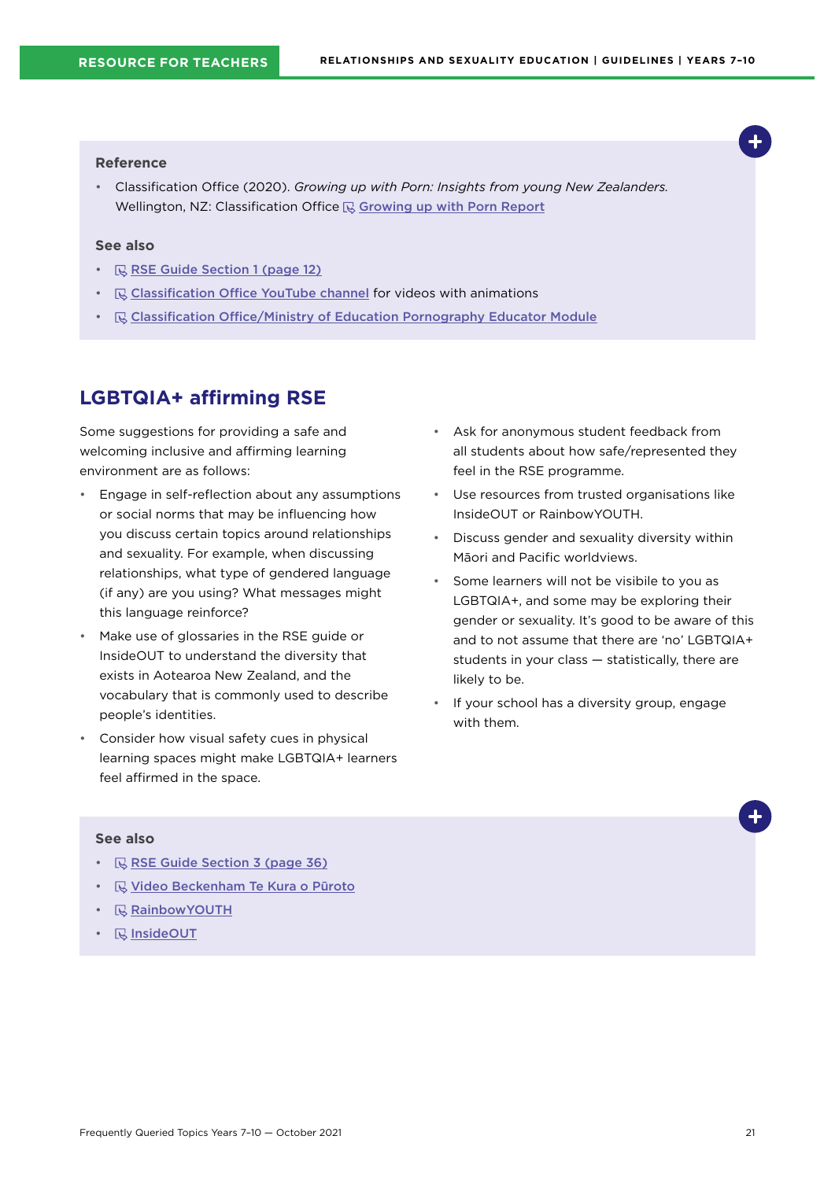**Reference**

- Classification Office (2020). *Growing up with Porn: Insights from young New Zealanders.* Wellington, NZ: Classification Office Growing up with Porn Report

**See also**

- RSE Guide Section 1 (page 12)
- Classification Office YouTube channel for videos with animations
- Classification Office/Ministry of Education Pornography Educator Module

## LGBTQIA+ affirming RSE

Some suggestions for providing a safe and welcoming inclusive and affirming learning environment are as follows:

- Engage in self-reflection about any assumptions or social norms that may be influencing how you discuss certain topics around relationships and sexuality. For example, when discussing relationships, what type of gendered language (if any) are you using? What messages might this language reinforce?
- Make use of glossaries in the RSE guide or InsideOUT to understand the diversity that exists in Aotearoa New Zealand, and the vocabulary that is commonly used to describe people's identities.
- Consider how visual safety cues in physical learning spaces might make LGBTQIA+ learners feel affirmed in the space.
- Ask for anonymous student feedback from all students about how safe/represented they feel in the RSE programme.
- Use resources from trusted organisations like InsideOUT or RainbowYOUTH.
- Discuss gender and sexuality diversity within Māori and Pacific worldviews.
- Some learners will not be visibile to you as LGBTQIA+, and some may be exploring their gender or sexuality. It's good to be aware of this and to not assume that there are 'no' LGBTQIA+ students in your class — statistically, there are likely to be.
- If your school has a diversity group, engage with them.

**See also**

- RSE Guide Section 3 (page 36)
- Video Beckenham Te Kura o Pūroto
- RainbowYOUTH
- InsideOUT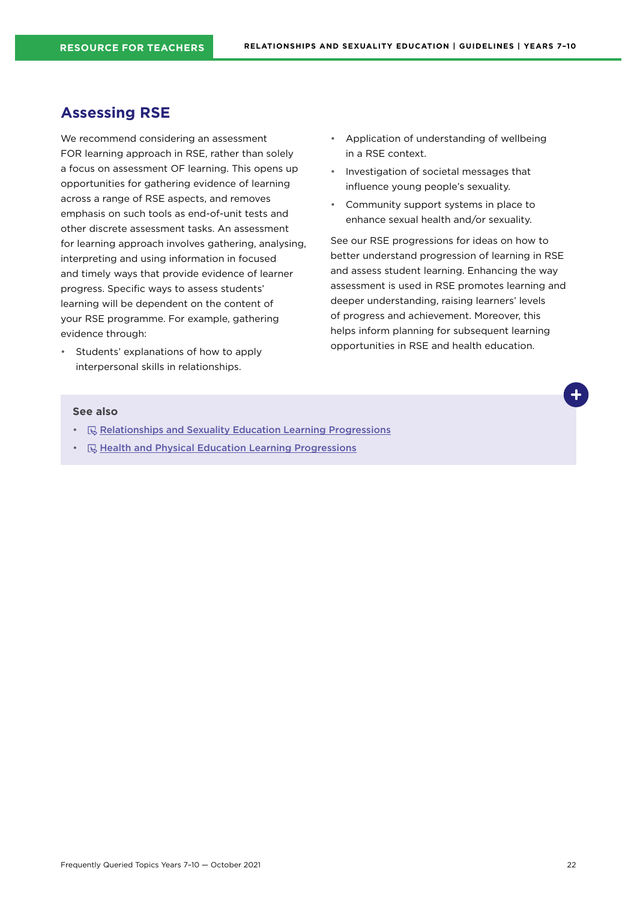## Assessing RSE

We recommend considering an assessment FOR learning approach in RSE, rather than solely a focus on assessment OF learning. This opens up opportunities for gathering evidence of learning across a range of RSE aspects, and removes emphasis on such tools as end-of-unit tests and other discrete assessment tasks. An assessment for learning approach involves gathering, analysing, interpreting and using information in focused and timely ways that provide evidence of learner progress. Specific ways to assess students' learning will be dependent on the content of your RSE programme. For example, gathering evidence through:

- Students' explanations of how to apply interpersonal skills in relationships.
- Application of understanding of wellbeing in a RSE context.
- Investigation of societal messages that influence young people's sexuality.
- Community support systems in place to enhance sexual health and/or sexuality.

See our RSE progressions for ideas on how to better understand progression of learning in RSE and assess student learning. Enhancing the way assessment is used in RSE promotes learning and deeper understanding, raising learners' levels of progress and achievement. Moreover, this helps inform planning for subsequent learning opportunities in RSE and health education.

**See also**

- Relationships and Sexuality Education Learning Progressions
- Health and Physical Education Learning Progressions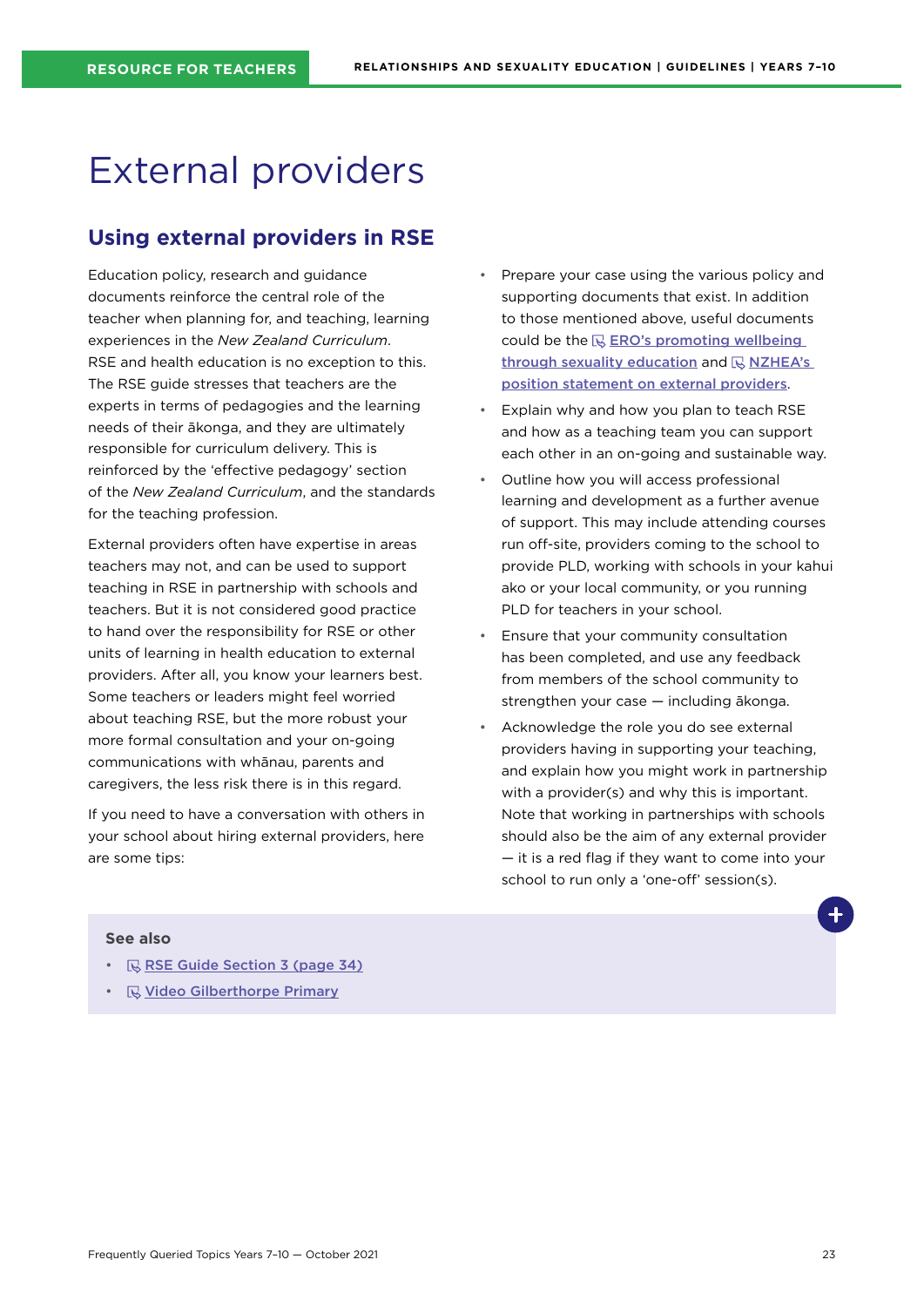# External providers

## Using external providers in RSE

Education policy, research and guidance documents reinforce the central role of the teacher when planning for, and teaching, learning experiences in the *New Zealand Curriculum*. RSE and health education is no exception to this. The RSE guide stresses that teachers are the experts in terms of pedagogies and the learning needs of their ākonga, and they are ultimately responsible for curriculum delivery. This is reinforced by the 'effective pedagogy' section of the *New Zealand Curriculum*, and the standards for the teaching profession.

External providers often have expertise in areas teachers may not, and can be used to support teaching in RSE in partnership with schools and teachers. But it is not considered good practice to hand over the responsibility for RSE or other units of learning in health education to external providers. After all, you know your learners best. Some teachers or leaders might feel worried about teaching RSE, but the more robust your more formal consultation and your on-going communications with whānau, parents and caregivers, the less risk there is in this regard.

If you need to have a conversation with others in your school about hiring external providers, here are some tips:

- Prepare your case using the various policy and supporting documents that exist. In addition to those mentioned above, useful documents could be the ERO's promoting wellbeing through sexuality education and NZHEA's position statement on external providers.
- Explain why and how you plan to teach RSE and how as a teaching team you can support each other in an on-going and sustainable way.
- Outline how you will access professional learning and development as a further avenue of support. This may include attending courses run off-site, providers coming to the school to provide PLD, working with schools in your kahui ako or your local community, or you running PLD for teachers in your school.
- Ensure that your community consultation has been completed, and use any feedback from members of the school community to strengthen your case — including ākonga.
- Acknowledge the role you do see external providers having in supporting your teaching, and explain how you might work in partnership with a provider(s) and why this is important. Note that working in partnerships with schools should also be the aim of any external provider — it is a red flag if they want to come into your school to run only a 'one-off' session(s).

**See also**

- RSE Guide Section 3 (page 34)
- Video Gilberthorpe Primary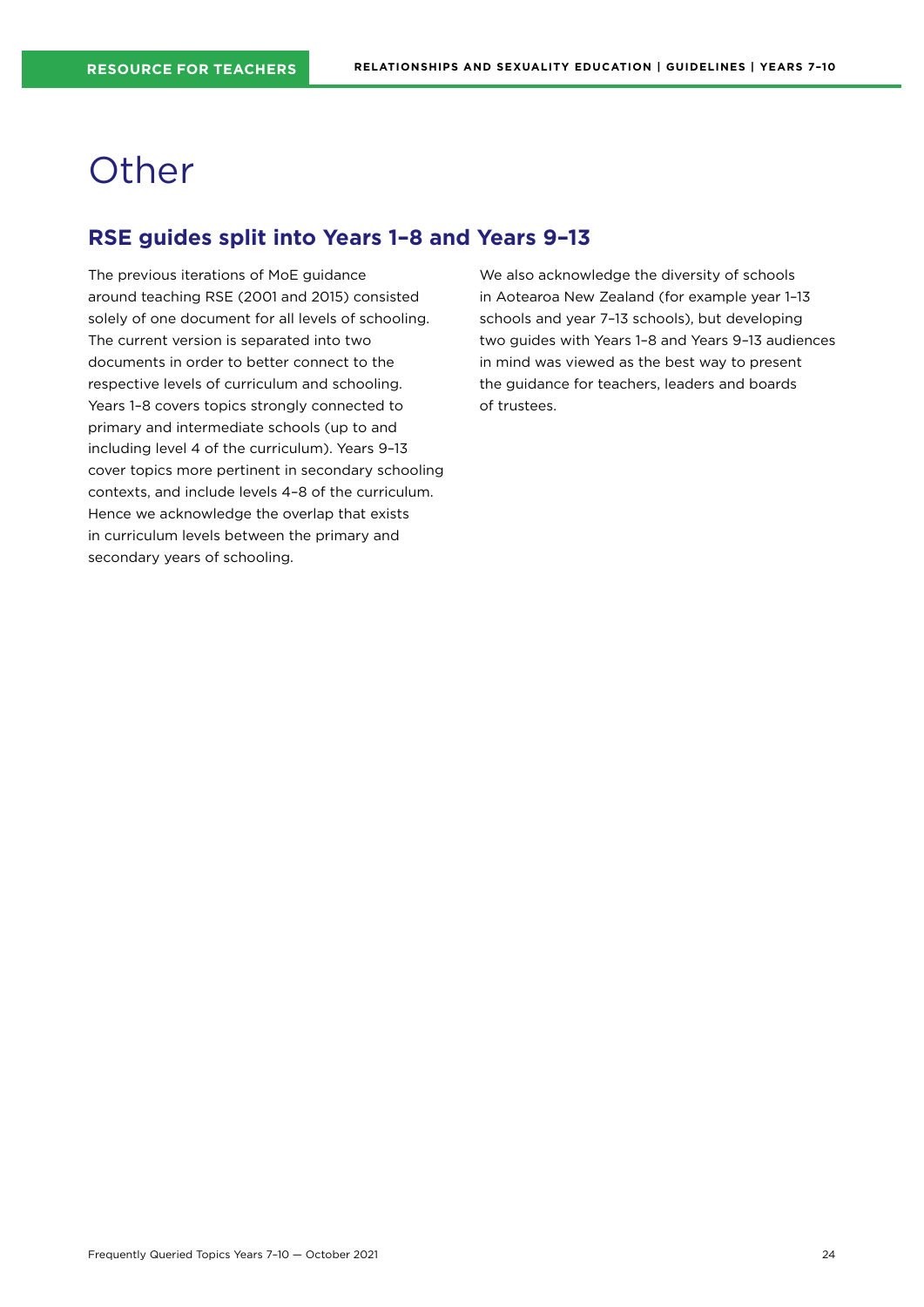# Other

## RSE guides split into Years 1–8 and Years 9–13

The previous iterations of MoE guidance around teaching RSE (2001 and 2015) consisted solely of one document for all levels of schooling. The current version is separated into two documents in order to better connect to the respective levels of curriculum and schooling. Years 1–8 covers topics strongly connected to primary and intermediate schools (up to and including level 4 of the curriculum). Years 9–13 cover topics more pertinent in secondary schooling contexts, and include levels 4–8 of the curriculum. Hence we acknowledge the overlap that exists in curriculum levels between the primary and secondary years of schooling.

We also acknowledge the diversity of schools in Aotearoa New Zealand (for example year 1–13 schools and year 7–13 schools), but developing two guides with Years 1–8 and Years 9–13 audiences in mind was viewed as the best way to present the guidance for teachers, leaders and boards of trustees.